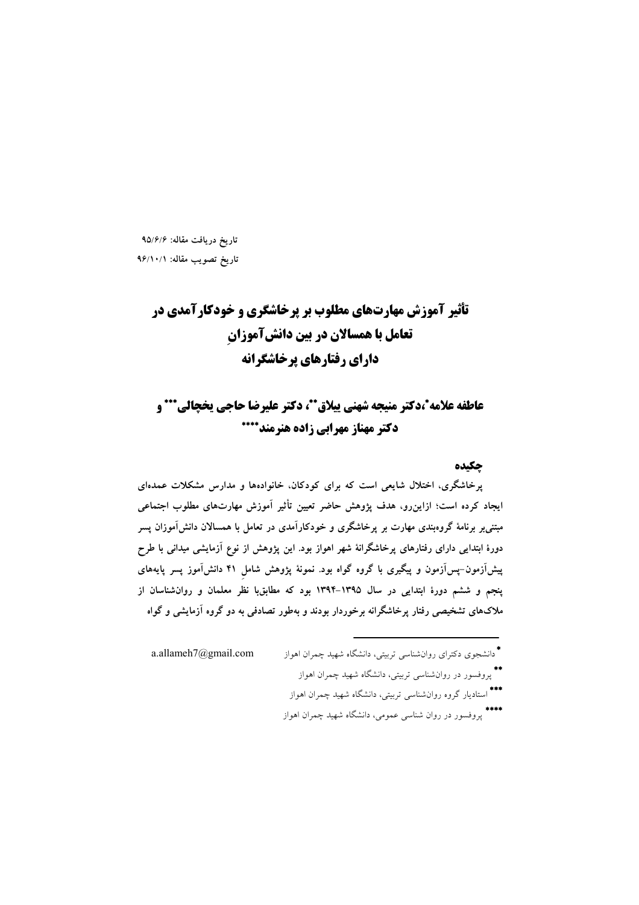تاریخ دریافت مقاله: ۹۵/۶/۶

تاریخ تصویب مقاله: ۹۶/۱۰/۱

# تأثیر آموزش مهارت‌های مطلوب بر پرخاشگری و خودکارآمدی در تعامل با همسالان در بین دانش‌آموزانِ دارای رفتارهای پرخاشگرانه

## عاطفه علامه*، دکتر منیجه شهنی ییلاق**، دکتر علیرضا حاجی یخچالی*** و دکتر مهناز مهرابی زاده هنرمند****

### چکیده

پرخاشگری، اختلال شایعی است که برای کودکان، خانواده‌ها و مدارس مشکلات عمده‌ای ایجاد کرده است؛ ازاین‌رو، هدف پژوهش حاضر تعیین تأثیر آموزش مهارت‌های مطلوب اجتماعی مبتنی‌بر برنامهٔ گروه‌بندی مهارت بر پرخاشگری و خودکارآمدی در تعامل با همسالان دانش‌آموزان پسر دورهٔ ابتدایی دارای رفتارهای پرخاشگرانهٔ شهر اهواز بود. این پژوهش از نوع آزمایشی میدانی با طرح پیش‌آزمون–پس‌آزمون و پیگیری با گروه گواه بود. نمونهٔ پژوهش شاملِ ۴۱ دانش‌آموز پسر پایه‌های پنجم و ششم دورهٔ ابتدایی در سال ۱۳۹۵-۱۳۹۴ بود که مطابق‌با نظر معلمان و روان‌شناسان از ملاک‌های تشخیصی رفتار پرخاشگرانه برخوردار بودند و به‌طور تصادفی به دو گروه آزمایشی و گواه

---

* دانشجوی دکترای روان‌شناسی تربیتی، دانشگاه شهید چمران اهواز a.allameh7@gmail.com

** پروفسور در روان‌شناسی تربیتی، دانشگاه شهید چمران اهواز

*** استادیار گروه روان‌شناسی تربیتی، دانشگاه شهید چمران اهواز

**** پروفسور در روان شناسی عمومی، دانشگاه شهید چمران اهواز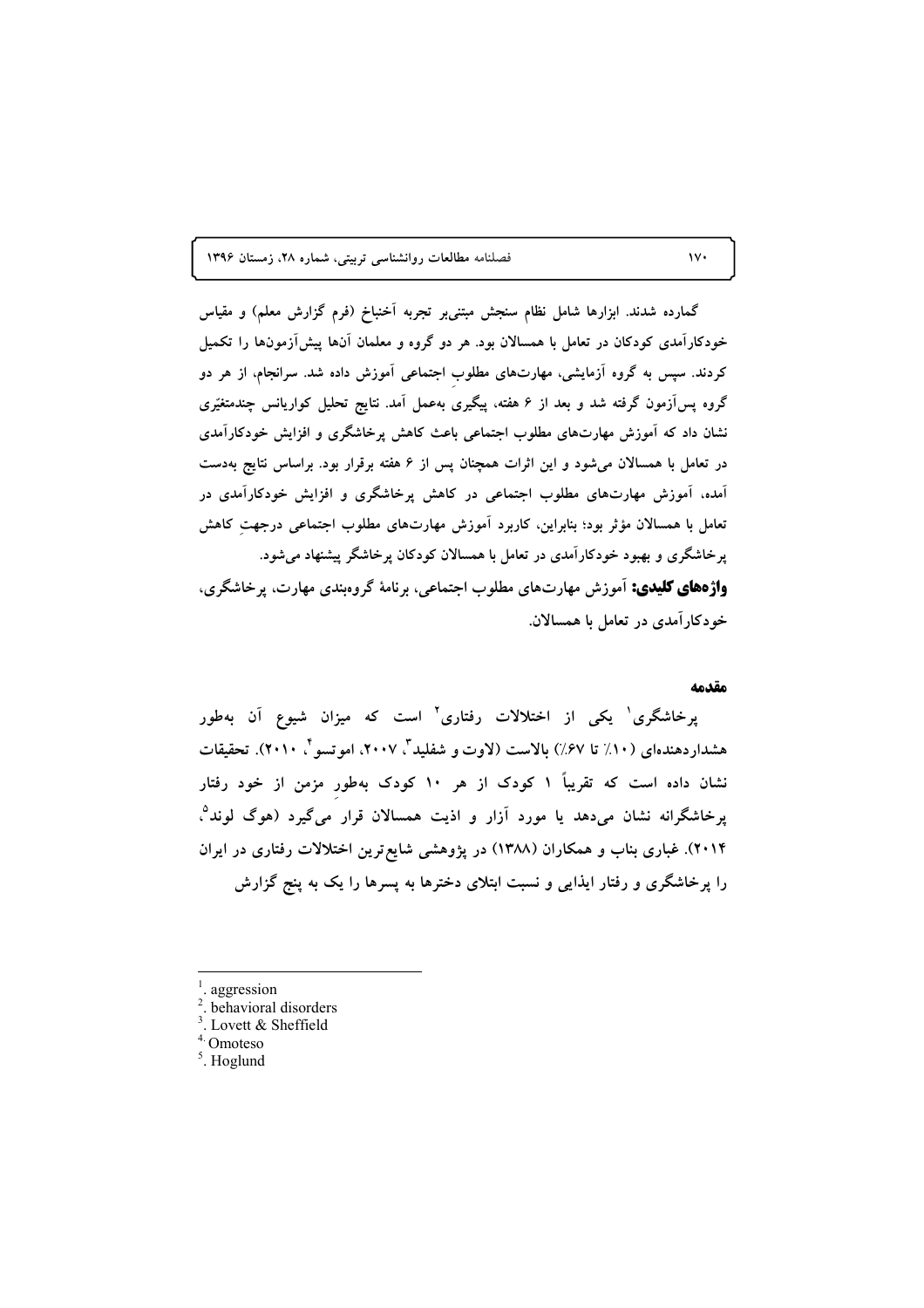گمارده شدند. ابزارها شامل نظام سنجش مبتنی‌بر تجربه آَخنباخ (فرم گزارش معلم) و مقیاس خودکارآمدی کودکان در تعامل با همسالان بود. هر دو گروه و معلمان آن‌ها پیش‌آزمون‌ها را تکمیل کردند. سپس به گروه آزمایشی، مهارت‌های مطلوبِ اجتماعی آموزش داده شد. سرانجام، از هر دو گروه پس‌آزمون گرفته شد و بعد از ۶ هفته، پیگیری بەعمل آمد. نتایج تحلیل کواریانس چندمتغیّری نشان داد که آموزش مهارت‌های مطلوب اجتماعی باعث کاهش پرخاشگری و افزایش خودکارآمدی در تعامل با همسالان می‌شود و این اثرات همچنان پس از ۶ هفته برقرار بود. براساس نتایج به‌دست آمده، آموزش مهارت‌های مطلوب اجتماعی در کاهش پرخاشگری و افزایش خودکارآمدی در تعامل با همسالان مؤثر بود؛ بنابراین، کاربرد آموزش مهارت‌های مطلوب اجتماعی درجهتِ کاهش پرخاشگری و بهبود خودکارآمدی در تعامل با همسالان کودکان پرخاشگر پیشنهاد می‌شود.

**واژه‌های کلیدی:** آموزش مهارت‌های مطلوب اجتماعی، برنامهٔ گروه‌بندی مهارت، پرخاشگری، خودکارآمدی در تعامل با همسالان.

## مقدمه

پرخاشگری[1] یکی از اختلالات رفتاری[2] است که میزان شیوع آن به‌طور هشداردهنده‌ای (۱۰٪ تا ۶۷٪) بالاست (لاوت و شفلید[3]، ۲۰۰۷، اموتسو[4]، ۲۰۱۰). تحقیقات نشان داده است که تقریباً ۱ کودک از هر ۱۰ کودک به‌طورِ مزمن از خود رفتار پرخاشگرانه نشان می‌دهد یا مورد آزار و اذیت همسالان قرار می‌گیرد (هوگ لوند[5]، ۲۰۱۴). غباری بناب و همکاران (۱۳۸۸) در پژوهشی شایع‌ترین اختلالات رفتاری در ایران را پرخاشگری و رفتار ایذایی و نسبت ابتلای دخترها به پسرها را یک به پنج گزارش

---

[1]. aggression
[2]. behavioral disorders
[3]. Lovett & Sheffield
[4]. Omoteso
[5]. Hoglund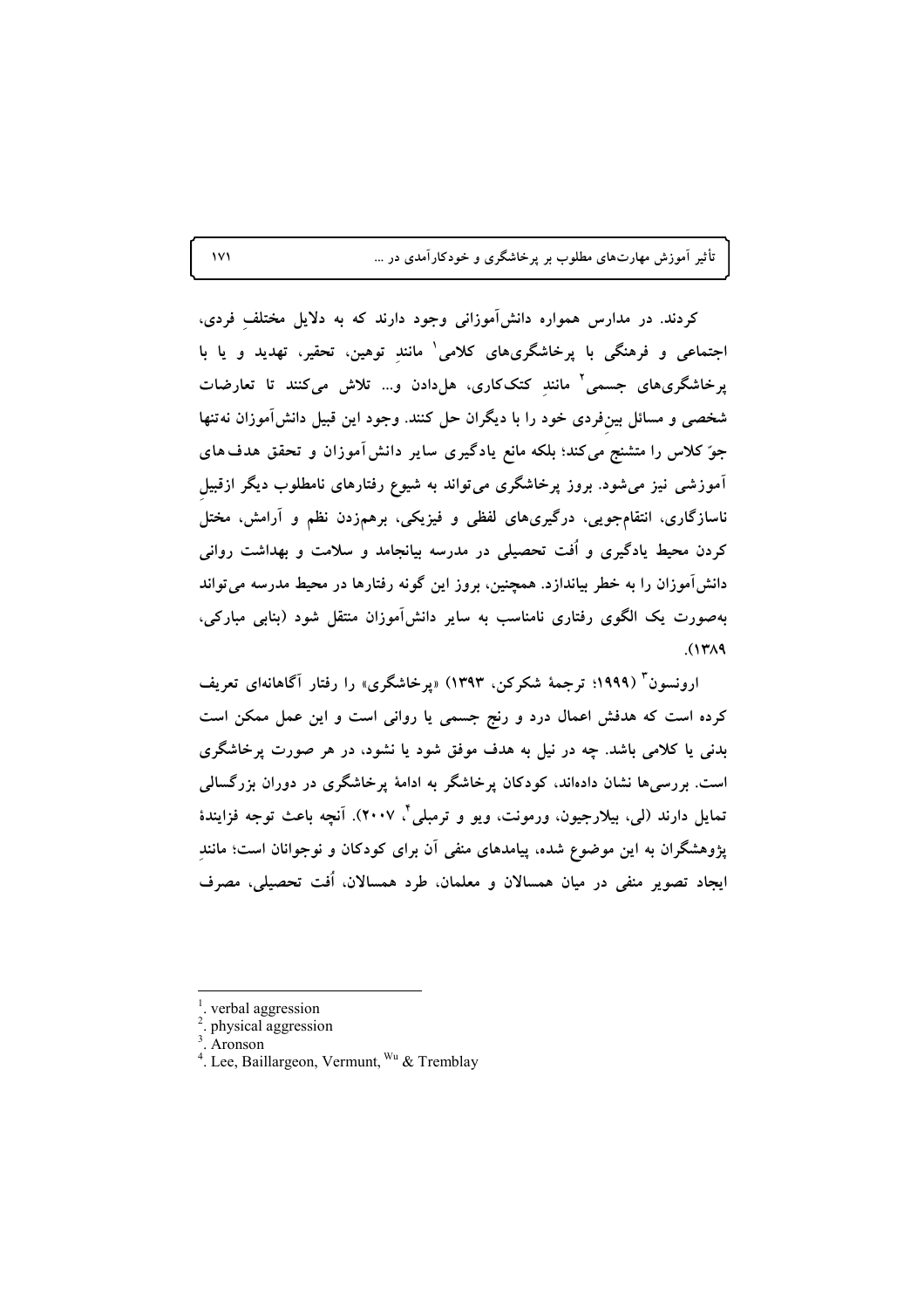کردند. در مدارس همواره دانش‌آموزانی وجود دارند که به دلایل مختلفِ فردی، اجتماعی و فرهنگی با پرخاشگری‌های کلامی[1] مانندِ توهین، تحقیر، تهدید و یا با پرخاشگری‌های جسمی[2] مانندِ کتک‌کاری، هل‌دادن و... تلاش می‌کنند تا تعارضات شخصی و مسائل بین‌فردی خود را با دیگران حل کنند. وجود این قبیل دانش‌آموزان نه‌تنها جوّ کلاس را متشنج می‌کند؛ بلکه مانع یادگیری سایر دانش‌آموزان و تحقق هدف‌های آموزشی نیز می‌شود. بروز پرخاشگری می‌تواند به شیوع رفتارهای نامطلوب دیگر ازقبیلِ ناسازگاری، انتقام‌جویی، درگیری‌های لفظی و فیزیکی، برهم‌زدن نظم و آرامش، مختل کردن محیط یادگیری و اُفت تحصیلی در مدرسه بیانجامد و سلامت و بهداشت روانی دانش‌آموزان را به خطر بیاندازد. همچنین، بروز این گونه رفتارها در محیط مدرسه می‌تواند به‌صورت یک الگوی رفتاری نامناسب به سایر دانش‌آموزان منتقل شود (بنابی مبارکی، ۱۳۸۹).

ارونسون[3] (۱۹۹۹؛ ترجمهٔ شکرکن، ۱۳۹۳) «پرخاشگری» را رفتار آگاهانه‌ای تعریف کرده است که هدفش اعمال درد و رنج جسمی یا روانی است و این عمل ممکن است بدنی یا کلامی باشد. چه در نیل به هدف موفق شود یا نشود، در هر صورت پرخاشگری است. بررسی‌ها نشان داده‌اند، کودکان پرخاشگر به ادامهٔ پرخاشگری در دوران بزرگسالی تمایل دارند (لی، بیلارجیون، ورمونت، ویو و ترمبلی[4]، ۲۰۰۷). آنچه باعث توجه فزایندهٔ پژوهشگران به این موضوع شده، پیامدهای منفی آن برای کودکان و نوجوانان است؛ مانندِ ایجاد تصویر منفی در میان همسالان و معلمان، طرد همسالان، اُفت تحصیلی، مصرف

---

1. verbal aggression
2. physical aggression
3. Aronson
4. Lee, Baillargeon, Vermunt, Wu & Tremblay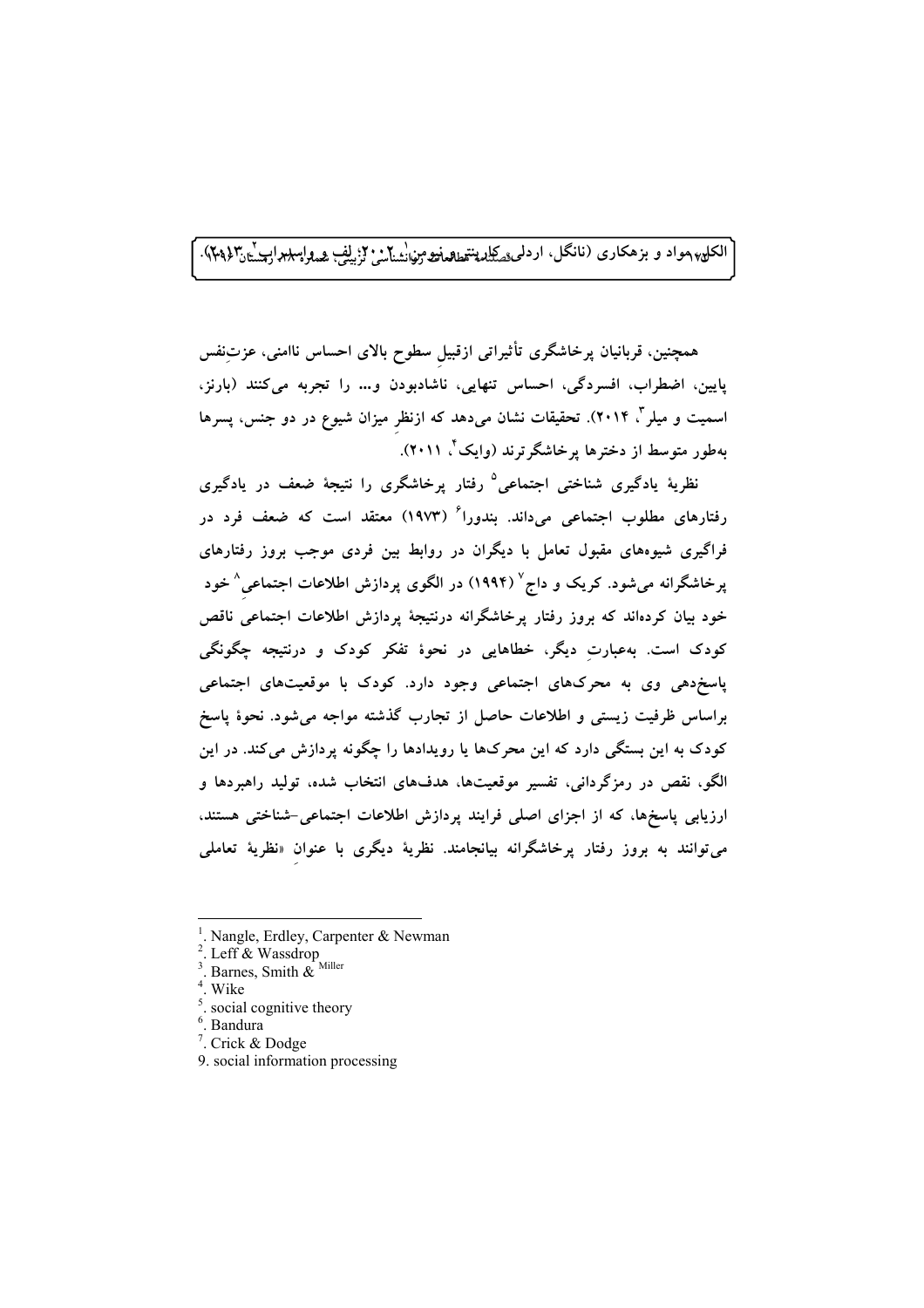الکل، مواد و بزهکاری (نانگل، اردلی، کارپنتر و نیومن[1]، ۲۰۰۲؛ لِف و واسدراپ[2]، ۲۰۱۳).

همچنین، قربانیان پرخاشگری تأثیراتی ازقبیلِ سطوح بالای احساس ناامنی، عزت‌نفس پایین، اضطراب، افسردگی، احساس تنهایی، ناشادبودن و... را تجربه می‌کنند (بارنز، اسمیت و میلر[3]، ۲۰۱۴). تحقیقات نشان می‌دهد که ازنظرِ میزان شیوع در دو جنس، پسرها به‌طور متوسط از دخترها پرخاشگرترند (وایک[4]، ۲۰۱۱).

نظریهٔ یادگیری شناختی اجتماعی[5] رفتار پرخاشگری را نتیجهٔ ضعف در یادگیری رفتارهای مطلوب اجتماعی می‌داند. بندورا[6] (۱۹۷۳) معتقد است که ضعف فرد در فراگیری شیوه‌های مقبول تعامل با دیگران در روابط بین فردی موجب بروز رفتارهای پرخاشگرانه می‌شود. کریک و داج[7] (۱۹۹۴) در الگوی پردازش اطلاعات اجتماعی[8] خود خود بیان کرده‌اند که بروز رفتار پرخاشگرانه درنتیجهٔ پردازش اطلاعات اجتماعیِ ناقص کودک است. به‌عبارتِ دیگر، خطاهایی در نحوهٔ تفکر کودک و درنتیجه چگونگی پاسخ‌دهی وی به محرک‌های اجتماعی وجود دارد. کودک با موقعیت‌های اجتماعی براساس ظرفیت زیستی و اطلاعات حاصل از تجارب گذشته مواجه می‌شود. نحوهٔ پاسخ کودک به این بستگی دارد که این محرک‌ها یا رویدادها را چگونه پردازش می‌کند. در این الگو، نقص در رمزگردانی، تفسیر موقعیت‌ها، هدف‌های انتخاب شده، تولید راهبردها و ارزیابی پاسخ‌ها، که از اجزای اصلی فرایند پردازش اطلاعات اجتماعی-شناختی هستند، می‌توانند به بروز رفتار پرخاشگرانه بیانجامند. نظریهٔ دیگری با عنوانِ «نظریهٔ تعاملی

---

1. Nangle, Erdley, Carpenter & Newman
2. Leff & Wassdrop
3. Barnes, Smith & Miller
4. Wike
5. social cognitive theory
6. Bandura
7. Crick & Dodge
9. social information processing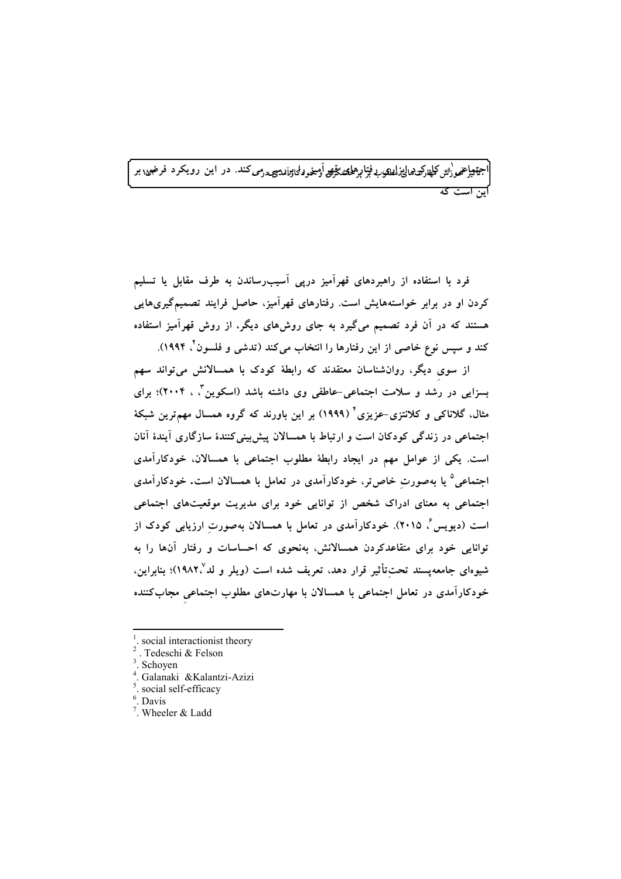اجتماعی[1] ... در این رویکرد فرض بر این است که

فرد با استفاده از راهبردهای قهرآمیز درپی آسیب‌رساندن به طرف مقابل یا تسلیم کردن او در برابر خواسته‌هایش است. رفتارهای قهرآمیز، حاصل فرایند تصمیم‌گیری‌هایی هستند که در آن فرد تصمیم می‌گیرد به جای روش‌های دیگر، از روش قهرآمیز استفاده کند و سپس نوع خاصی از این رفتارها را انتخاب می‌کند (تدشی و فلسون[2]، ۱۹۹۴).

از سوی دیگر، روان‌شناسان معتقدند که رابطهٔ کودک با همسالانش می‌تواند سهم بسزایی در رشد و سلامت اجتماعی-عاطفی وی داشته باشد (اسکوین[3]، ، ۲۰۰۴)؛ برای مثال، گلاناکی و کلانتزی-عزیزی[4] (۱۹۹۹) بر این باورند که گروه همسال مهم‌ترین شبکهٔ اجتماعی در زندگی کودکان است و ارتباط با همسالان پیش‌بینی‌کنندهٔ سازگاری آیندهٔ آنان است. یکی از عوامل مهم در ایجاد رابطهٔ مطلوب اجتماعی با همسالان، خودکارآمدی اجتماعی[5] یا به‌صورتِ خاص‌تر، خودکارآمدی در تعامل با همسالان است. خودکارآمدی اجتماعی به معنای ادراک شخص از توانایی خود برای مدیریت موقعیت‌های اجتماعی است (دیویس[6]، ۲۰۱۵). خودکارآمدی در تعامل با همسالان به‌صورتِ ارزیابی کودک از توانایی خود برای متقاعدکردن همسالانش، به‌نحوی که احساسات و رفتار آن‌ها را به شیوه‌ای جامعه‌پسند تحت‌تأثیر قرار دهد، تعریف شده است (ویلر و لد[7]،۱۹۸۲)؛ بنابراین، خودکارآمدی در تعامل اجتماعی با همسالان با مهارت‌های مطلوب اجتماعیِ مجاب‌کننده

---

1. social interactionist theory
2. Tedeschi & Felson
3. Schoyen
4. Galanaki &Kalantzi-Azizi
5. social self-efficacy
6. Davis
7. Wheeler & Ladd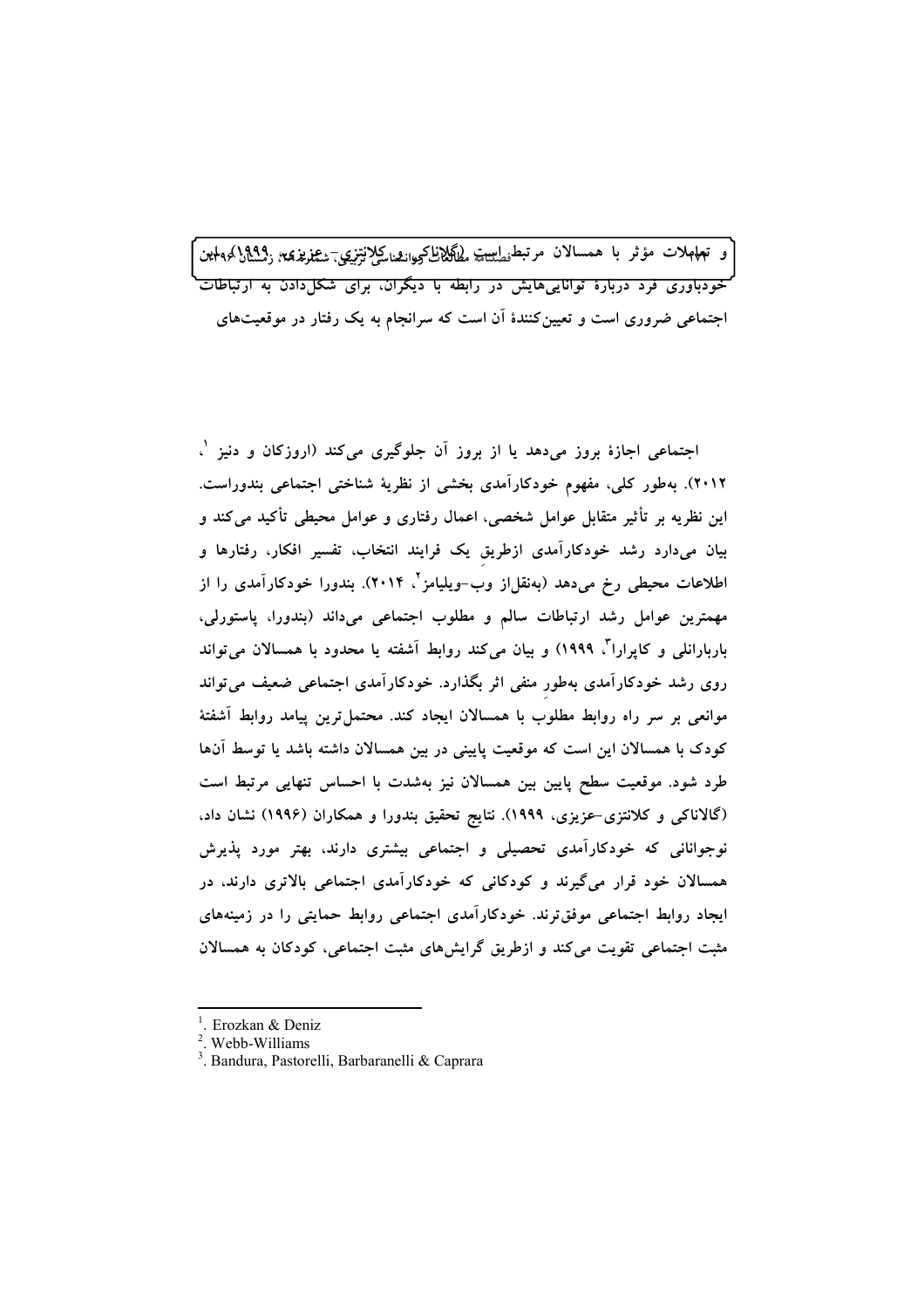و تعاملات مؤثر با همسالان مرتبط است (گالاناکی و کلانتزی-عزیزی، ۱۹۹۹). خودباوری فرد دربارهٔ توانایی‌هایش در رابطه با دیگران، برای شکل‌دادن به ارتباطات اجتماعی ضروری است و تعیین‌کنندهٔ آن است که سرانجام به یک رفتار در موقعیت‌های

اجتماعی اجازهٔ بروز می‌دهد یا از بروز آن جلوگیری می‌کند (اروزکان و دنیز [1]، ۲۰۱۲). به‌طور کلی، مفهوم خودکارآمدی بخشی از نظریهٔ شناختی اجتماعی بندوراست. این نظریه بر تأثیر متقابل عوامل شخصی، اعمال رفتاری و عوامل محیطی تأکید می‌کند و بیان می‌دارد رشد خودکارآمدی ازطریقِ یک فرایند انتخاب، تفسیر افکار، رفتارها و اطلاعات محیطی رخ می‌دهد (به‌نقل‌از وب-ویلیامز [2]، ۲۰۱۴). بندورا خودکارآمدی را از مهمترین عوامل رشد ارتباطات سالم و مطلوب اجتماعی می‌داند (بندورا، پاستورلی، باربارانلی و کاپرارا [3]، ۱۹۹۹) و بیان می‌کند روابط آشفته یا محدود با همسالان می‌تواند روی رشد خودکارآمدی به‌طورِ منفی اثر بگذارد. خودکارآمدی اجتماعی ضعیف می‌تواند موانعی بر سر راه روابط مطلوب با همسالان ایجاد کند. محتمل‌ترین پیامد روابط آشفتهٔ کودک با همسالان این است که موقعیت پایینی در بین همسالان داشته باشد یا توسط آن‌ها طرد شود. موقعیت سطح پایین بین همسالان نیز به‌شدت با احساس تنهایی مرتبط است (گالاناکی و کلانتزی-عزیزی، ۱۹۹۹). نتایج تحقیق بندورا و همکاران (۱۹۹۶) نشان داد، نوجوانانی که خودکارآمدی تحصیلی و اجتماعی بیشتری دارند، بهتر مورد پذیرش همسالان خود قرار می‌گیرند و کودکانی که خودکارآمدی اجتماعی بالاتری دارند، در ایجاد روابط اجتماعی موفق‌ترند. خودکارآمدی اجتماعی روابط حمایتی را در زمینه‌های مثبت اجتماعی تقویت می‌کند و ازطریق گرایش‌های مثبت اجتماعی، کودکان به همسالان

---

[1]. Erozkan & Deniz
[2]. Webb-Williams
[3]. Bandura, Pastorelli, Barbaranelli & Caprara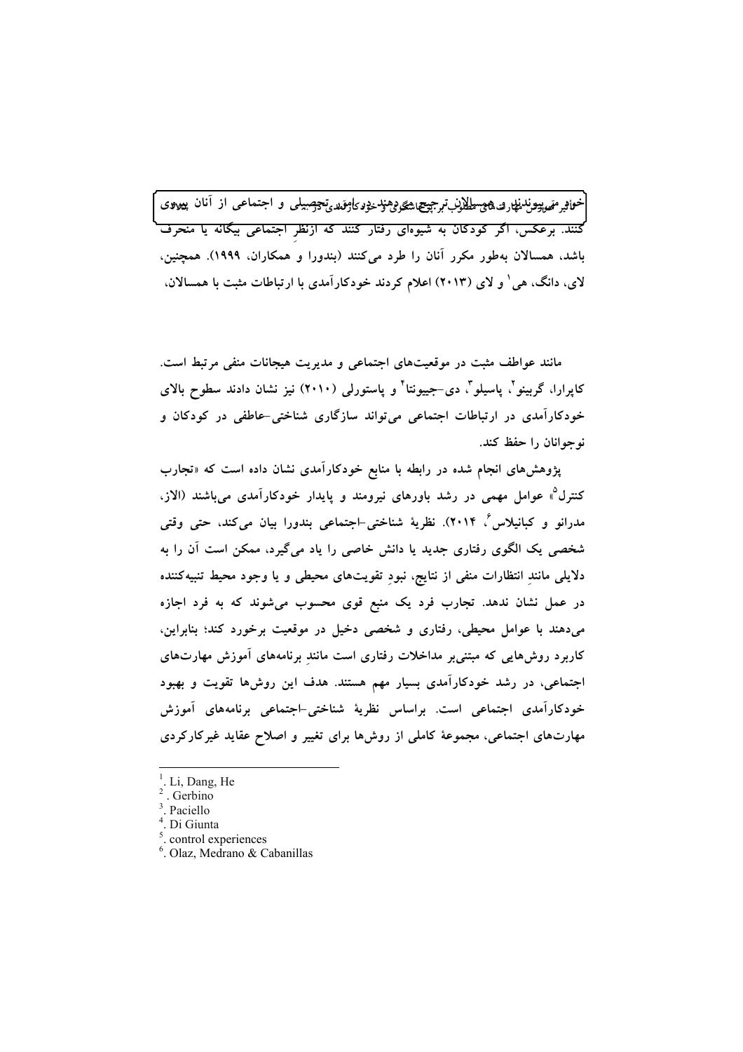خواهی می‌پیوندند و همسالان ترجیح می‌دهند در داخل گروه‌های تحصیلی و اجتماعی از آنان پیروی کنند. برعکس، اگر کودکان به شیوه‌ای رفتار کنند که ازنظرِ اجتماعی بیگانه یا منحرف باشد، همسالان به‌طور مکرر آنان را طرد می‌کنند (بندورا و همکاران، ۱۹۹۹). همچنین، لای، دانگ، هی[1] و لای (۲۰۱۳) اعلام کردند خودکارآمدی با ارتباطات مثبت با همسالان، مانند عواطف مثبت در موقعیت‌های اجتماعی و مدیریت هیجانات منفی مرتبط است. کاپرارا، گربینو[2]، پاسیلو[3]، دی-جیونتا[4] و پاستورلی (۲۰۱۰) نیز نشان دادند سطوح بالای خودکارآمدی در ارتباطات اجتماعی می‌تواند سازگاری شناختی-عاطفی در کودکان و نوجوانان را حفظ کند.

پژوهش‌های انجام شده در رابطه با منابع خودکارآمدی نشان داده است که «تجارب کنترل[5]» عوامل مهمی در رشد باورهای نیرومند و پایدار خودکارآمدی می‌باشند (الاز، مدرانو و کبانیلاس[6]، ۲۰۱۴). نظریهٔ شناختی-اجتماعی بندورا بیان می‌کند، حتی وقتی شخصی یک الگوی رفتاری جدید یا دانش خاصی را یاد می‌گیرد، ممکن است آن را به دلایلی مانندِ انتظارات منفی از نتایج، نبودِ تقویت‌های محیطی و یا وجود محیط تنبیه‌کننده در عمل نشان ندهد. تجارب فرد یک منبع قوی محسوب می‌شوند که به فرد اجازه می‌دهند با عوامل محیطی، رفتاری و شخصی دخیل در موقعیت برخورد کند؛ بنابراین، کاربرد روش‌هایی که مبتنی‌بر مداخلات رفتاری است مانندِ برنامه‌های آموزش مهارت‌های اجتماعی، در رشد خودکارآمدی بسیار مهم هستند. هدف این روش‌ها تقویت و بهبود خودکارآمدی اجتماعی است. براساس نظریهٔ شناختی-اجتماعی برنامه‌های آموزش مهارت‌های اجتماعی، مجموعهٔ کاملی از روش‌ها برای تغییر و اصلاح عقاید غیرکارکردی

---

[1]. Li, Dang, He
[2]. Gerbino
[3]. Paciello
[4]. Di Giunta
[5]. control experiences
[6]. Olaz, Medrano & Cabanillas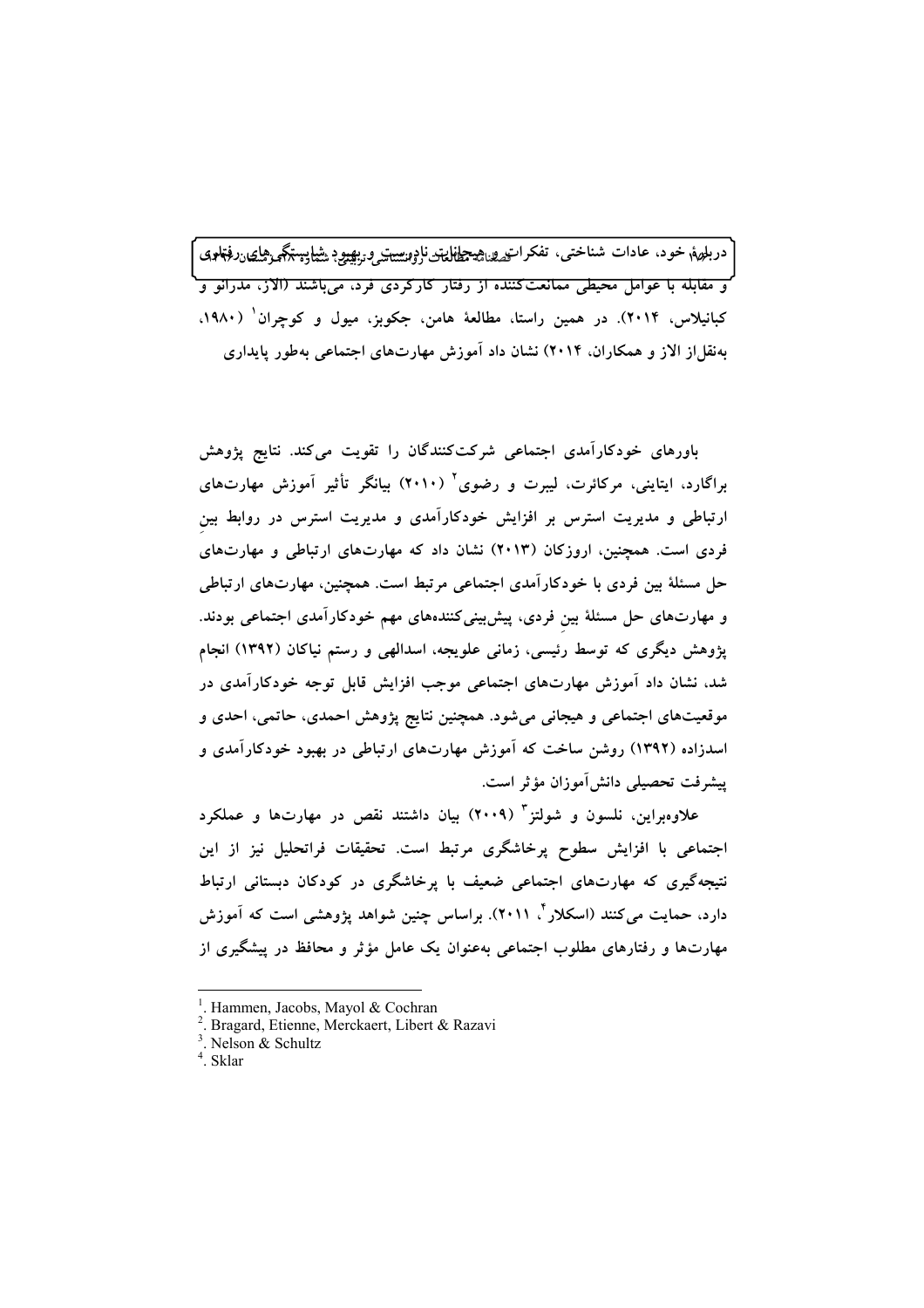دربارهٔ خود، عادات شناختی، تفکرات و هیجانات نادرست و بهبود شایستگی‌های رفتاری و مقابله با عوامل محیطی ممانعت‌کننده از رفتار کارکردی فرد، می‌باشند (الاز، مدرانو و کبانیلاس، ۲۰۱۴). در همین راستا، مطالعهٔ هامن، جکوبز، میول و کوچران[1] (۱۹۸۰، به‌نقل‌از الاز و همکاران، ۲۰۱۴) نشان داد آموزش مهارت‌های اجتماعی به‌طور پایداری

باورهای خودکارآمدی اجتماعی شرکت‌کنندگان را تقویت می‌کند. نتایج پژوهش براگارد، ایتاینی، مرکائرت، لیبرت و رضوی[2] (۲۰۱۰) بیانگر تأثیر آموزش مهارت‌های ارتباطی و مدیریت استرس بر افزایش خودکارآمدی و مدیریت استرس در روابط بین فردی است. همچنین، اروزکان (۲۰۱۳) نشان داد که مهارت‌های ارتباطی و مهارت‌های حل مسئلهٔ بین فردی با خودکارآمدی اجتماعی مرتبط است. همچنین، مهارت‌های ارتباطی و مهارت‌های حل مسئلهٔ بینِ فردی، پیش‌بینی‌کننده‌های مهم خودکارآمدی اجتماعی بودند. پژوهش دیگری که توسط رئیسی، زمانی علویجه، اسدالهی و رستم نیاکان (۱۳۹۲) انجام شد، نشان داد آموزش مهارت‌های اجتماعی موجب افزایش قابل توجه خودکارآمدی در موقعیت‌های اجتماعی و هیجانی می‌شود. همچنین نتایج پژوهش احمدی، حاتمی، احدی و اسدزاده (۱۳۹۲) روشن ساخت که آموزش مهارت‌های ارتباطی در بهبود خودکارآمدی و پیشرفت تحصیلی دانش‌آموزان مؤثر است.

علاوه‌براین، نلسون و شولتز[3] (۲۰۰۹) بیان داشتند نقص در مهارت‌ها و عملکرد اجتماعی با افزایش سطوح پرخاشگری مرتبط است. تحقیقات فراتحلیل نیز از این نتیجه‌گیری که مهارت‌های اجتماعی ضعیف با پرخاشگری در کودکان دبستانی ارتباط دارد، حمایت می‌کنند (اسکلار[4]، ۲۰۱۱). براساس چنین شواهد پژوهشی است که آموزش مهارت‌ها و رفتارهای مطلوب اجتماعی به‌عنوان یک عامل مؤثر و محافظ در پیشگیری از

---

[1]. Hammen, Jacobs, Mayol & Cochran

[2]. Bragard, Etienne, Merckaert, Libert & Razavi

[3]. Nelson & Schultz

[4]. Sklar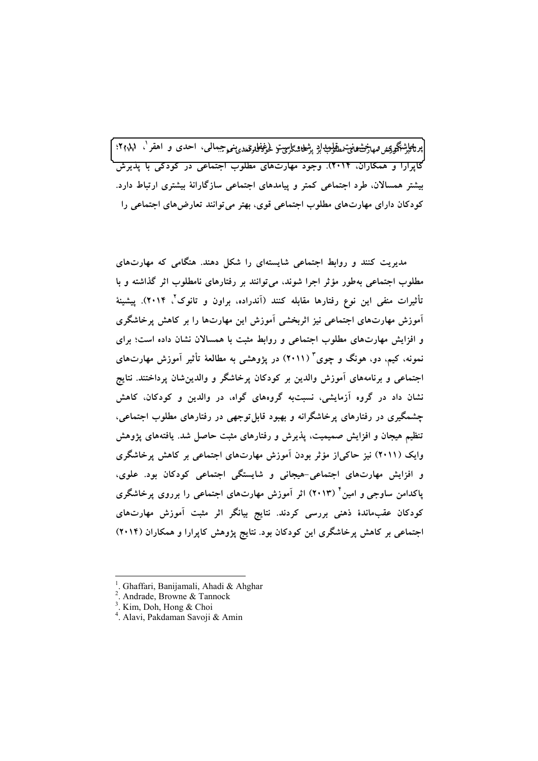پرخاشگری و مهارت‌های مطلوب اجتماعی در کودکی ... (غفاری، بنی‌جمالی، احدی و اهقر[1]، ۲۰۱۱؛ کاپرارا و همکاران، ۲۰۱۴). وجود مهارت‌های مطلوب اجتماعی در کودکی با پذیرش بیشتر همسالان، طرد اجتماعی کمتر و پیامدهای اجتماعی سازگارانهٔ بیشتری ارتباط دارد. کودکان دارای مهارت‌های مطلوب اجتماعی قوی، بهتر می‌توانند تعارض‌های اجتماعی را

مدیریت کنند و روابط اجتماعی شایسته‌ای را شکل دهند. هنگامی که مهارت‌های مطلوب اجتماعی به‌طور مؤثر اجرا شوند، می‌توانند بر رفتارهای نامطلوب اثر گذاشته و با تأثیرات منفی این نوع رفتارها مقابله کنند (آندراده، براون و تانوک[2]، ۲۰۱۴). پیشینهٔ آموزش مهارت‌های اجتماعی نیز اثربخشی آموزش این مهارت‌ها را بر کاهش پرخاشگری و افزایش مهارت‌های مطلوب اجتماعی و روابط مثبت با همسالان نشان داده است؛ برای نمونه، کیم، دو، هونگ و چوی[3] (۲۰۱۱) در پژوهشی به مطالعهٔ تأثیر آموزش مهارت‌های اجتماعی و برنامه‌های آموزش والدین بر کودکان پرخاشگر و والدین‌شان پرداختند. نتایج نشان داد در گروه آزمایشی، نسبت‌به گروه‌های گواه، در والدین و کودکان، کاهش چشمگیری در رفتارهای پرخاشگرانه و بهبود قابل‌توجهی در رفتارهای مطلوب اجتماعی، تنظیم هیجان و افزایش صمیمیت، پذیرش و رفتارهای مثبت حاصل شد. یافته‌های پژوهش وایک (۲۰۱۱) نیز حاکی‌از مؤثر بودن آموزش مهارت‌های اجتماعی بر کاهش پرخاشگری و افزایش مهارت‌های اجتماعی-هیجانی و شایستگی اجتماعی کودکان بود. علوی، پاکدامن ساوجی و امین[4] (۲۰۱۳) اثر آموزش مهارت‌های اجتماعی را برروی پرخاشگری کودکان عقب‌ماندهٔ ذهنی بررسی کردند. نتایج بیانگر اثر مثبت آموزش مهارت‌های اجتماعی بر کاهش پرخاشگری این کودکان بود. نتایج پژوهش کاپرارا و همکاران (۲۰۱۴)

---

[1]. Ghaffari, Banijamali, Ahadi & Ahghar
[2]. Andrade, Browne & Tannock
[3]. Kim, Doh, Hong & Choi
[4]. Alavi, Pakdaman Savoji & Amin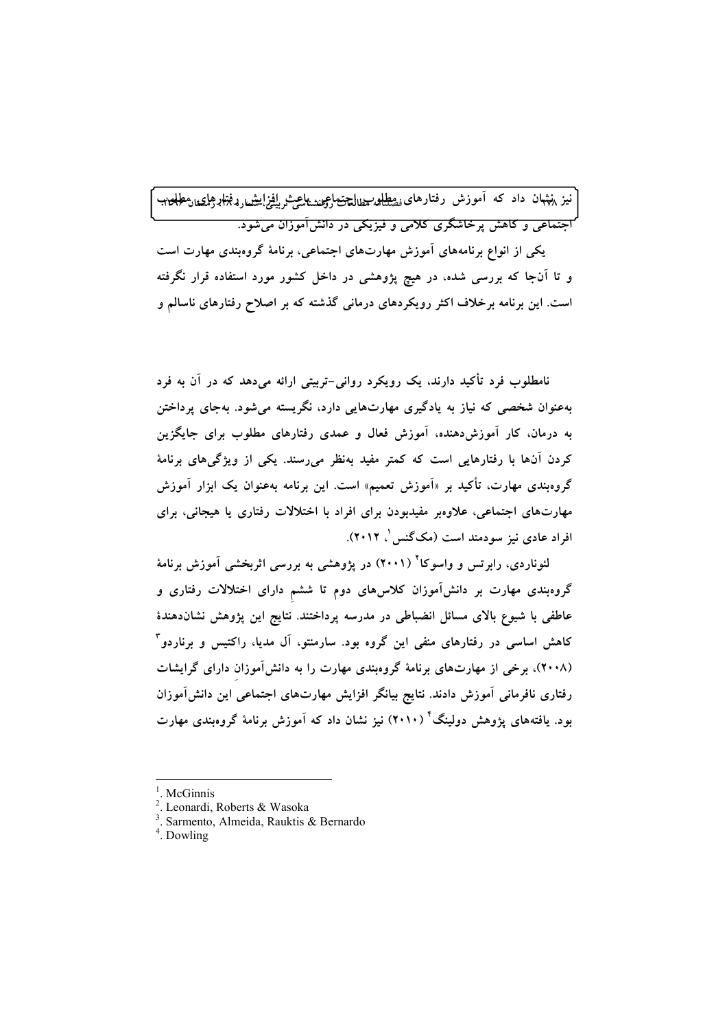نیز نشان داد که آموزش رفتارهای مطلوب اجتماعی باعث افزایش رفتارهای مطلوب اجتماعی و کاهش پرخاشگری کلامی و فیزیکی در دانش‌آموزان می‌شود.

یکی از انواع برنامه‌های آموزش مهارت‌های اجتماعی، برنامهٔ گروه‌بندی مهارت است و تا آن‌جا که بررسی شده، در هیچ پژوهشی در داخل کشور مورد استفاده قرار نگرفته است. این برنامه برخلاف اکثر رویکردهای درمانی گذشته که بر اصلاح رفتارهای ناسالم و نامطلوب فرد تأکید دارند، یک رویکرد روانی-تربیتی ارائه می‌دهد که در آن به فرد به‌عنوان شخصی که نیاز به یادگیری مهارت‌هایی دارد، نگریسته می‌شود. به‌جای پرداختن به درمان، کار آموزش‌دهنده، آموزش فعال و عمدی رفتارهای مطلوب برای جایگزین کردن آن‌ها با رفتارهایی است که کمتر مفید به‌نظر می‌رسند. یکی از ویژگی‌های برنامهٔ گروه‌بندی مهارت، تأکید بر «آموزش تعمیم» است. این برنامه به‌عنوان یک ابزار آموزش مهارت‌های اجتماعی، علاوه‌بر مفیدبودن برای افراد با اختلالات رفتاری یا هیجانی، برای افراد عادی نیز سودمند است (مک‌گنس[1]، ۲۰۱۲).

لئوناردی، رابرتس و واسوکا[2] (۲۰۰۱) در پژوهشی به بررسی اثربخشی آموزش برنامهٔ گروه‌بندی مهارت بر دانش‌آموزان کلاس‌های دوم تا ششمِ دارای اختلالات رفتاری و عاطفی با شیوع بالای مسائل انضباطی در مدرسه پرداختند. نتایج این پژوهش نشان‌دهندهٔ کاهش اساسی در رفتارهای منفی این گروه بود. سارمنتو، آل مدیا، راکتیس و برناردو[3] (۲۰۰۸)، برخی از مهارت‌های برنامهٔ گروه‌بندی مهارت را به دانش‌آموزانِ دارای گرایشات رفتاری نافرمانی آموزش دادند. نتایج بیانگر افزایش مهارت‌های اجتماعیِ این دانش‌آموزان بود. یافته‌های پژوهش دولینگ[4] (۲۰۱۰) نیز نشان داد که آموزش برنامهٔ گروه‌بندی مهارت

---

[1]. McGinnis
[2]. Leonardi, Roberts & Wasoka
[3]. Sarmento, Almeida, Rauktis & Bernardo
[4]. Dowling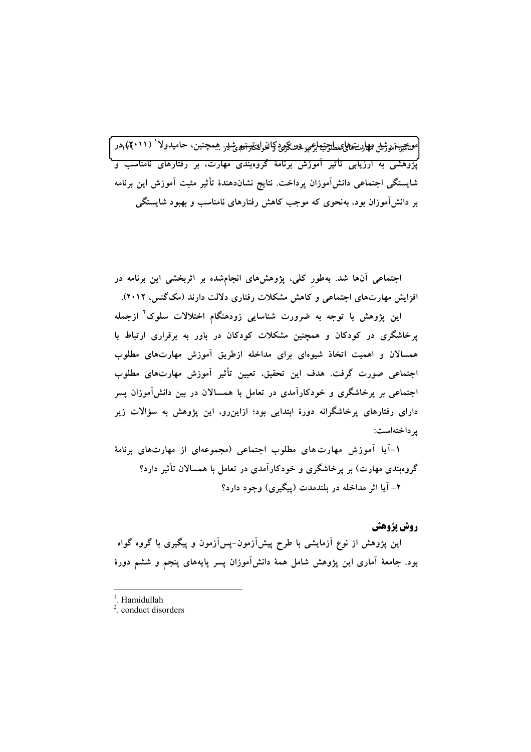موجب آموزش مهارت‌های اجتماعی در گروه‌های مطلوب بر پرخاشگری کودکان و خودکارآمدی شد. همچنین، حامیدولا[1] (۲۰۱۱) در پژوهشی به ارزیابی تأثیر آموزش برنامهٔ گروه‌بندی مهارت، بر رفتارهای نامناسب و شایستگی اجتماعی دانش‌آموزان پرداخت. نتایج نشان‌دهندهٔ تأثیر مثبت آموزش این برنامه بر دانش‌آموزان بود، به‌نحوی که موجب کاهش رفتارهای نامناسب و بهبود شایستگی

اجتماعی آن‌ها شد. به‌طور کلی، پژوهش‌های انجام‌شده بر اثربخشی این برنامه در افزایش مهارت‌های اجتماعی و کاهش مشکلات رفتاری دلالت دارند (مک‌گنس، ۲۰۱۲).

این پژوهش با توجه به ضرورت شناسایی زودهنگام اختلالات سلوک[2] ازجمله پرخاشگری در کودکان و همچنین مشکلات کودکان در باور به برقراری ارتباط با همسالان و اهمیت اتخاذ شیوه‌ای برای مداخله ازطریق آموزش مهارت‌های مطلوب اجتماعی صورت گرفت. هدف این تحقیق، تعیین تأثیر آموزش مهارت‌های مطلوب اجتماعی بر پرخاشگری و خودکارآمدی در تعامل با همسالان در بین دانش‌آموزان پسر دارای رفتارهای پرخاشگرانه دورهٔ ابتدایی بود؛ ازاین‌رو، این پژوهش به سؤالات زیر پرداخته‌است:

۱-آیا آموزش مهارت‌های مطلوب اجتماعی (مجموعه‌ای از مهارت‌های برنامهٔ گروه‌بندی مهارت) بر پرخاشگری و خودکارآمدی در تعامل با همسالان تأثیر دارد؟

۲- آیا اثر مداخله در بلندمدت (پیگیری) وجود دارد؟

## روش پژوهش

این پژوهش از نوع آزمایشی با طرح پیش‌آزمون-پس‌آزمون و پیگیری با گروه گواه بود. جامعهٔ آماری این پژوهش شامل همهٔ دانش‌آموزان پسر پایه‌های پنجم و ششم دورهٔ

---

[1]. Hamidullah

[2]. conduct disorders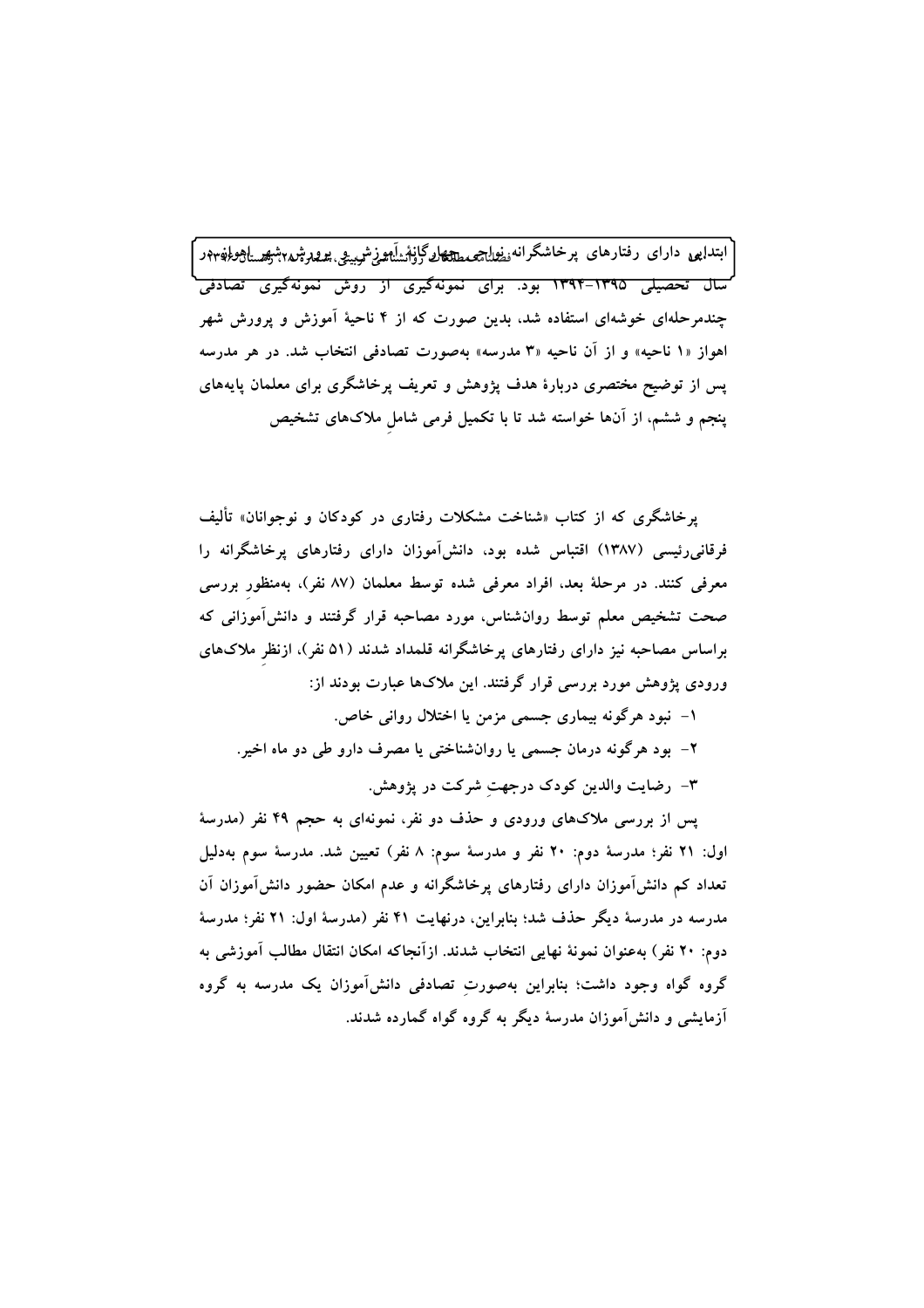ابتدایی دارای رفتارهای پرخاشگرانه نواحی چهارگانهٔ آموزش و پرورش شهر اهواز در سال تحصیلی ۱۳۹۵-۱۳۹۴ بود. برای نمونه‌گیری از روش نمونه‌گیری تصادفی چندمرحله‌ای خوشه‌ای استفاده شد، بدین صورت که از ۴ ناحیهٔ آموزش و پرورش شهر اهواز «۱ ناحیه» و از آن ناحیه «۳ مدرسه» به‌صورت تصادفی انتخاب شد. در هر مدرسه پس از توضیح مختصری دربارهٔ هدف پژوهش و تعریف پرخاشگری برای معلمان پایه‌های پنجم و ششم، از آن‌ها خواسته شد تا با تکمیل فرمی شاملِ ملاک‌های تشخیص

پرخاشگری که از کتاب «شناخت مشکلات رفتاری در کودکان و نوجوانان» تألیف فرقانی‌رئیسی (۱۳۸۷) اقتباس شده بود، دانش‌آموزان دارای رفتارهای پرخاشگرانه را معرفی کنند. در مرحلهٔ بعد، افراد معرفی شده توسط معلمان (۸۷ نفر)، به‌منظور بررسی صحت تشخیص معلم توسط روان‌شناس، مورد مصاحبه قرار گرفتند و دانش‌آموزانی که براساس مصاحبه نیز دارای رفتارهای پرخاشگرانه قلمداد شدند (۵۱ نفر)، ازنظرِ ملاک‌های ورودی پژوهش مورد بررسی قرار گرفتند. این ملاک‌ها عبارت بودند از:

۱- نبود هرگونه بیماری جسمی مزمن یا اختلال روانی خاص.

۲- بود هرگونه درمان جسمی یا روان‌شناختی یا مصرف دارو طی دو ماه اخیر.

۳- رضایت والدین کودک درجهتِ شرکت در پژوهش.

پس از بررسی ملاک‌های ورودی و حذف دو نفر، نمونه‌ای به حجم ۴۹ نفر (مدرسهٔ اول: ۲۱ نفر؛ مدرسهٔ دوم: ۲۰ نفر و مدرسهٔ سوم: ۸ نفر) تعیین شد. مدرسهٔ سوم به‌دلیل تعداد کم دانش‌آموزان دارای رفتارهای پرخاشگرانه و عدم امکان حضور دانش‌آموزان آن مدرسه در مدرسهٔ دیگر حذف شد؛ بنابراین، درنهایت ۴۱ نفر (مدرسهٔ اول: ۲۱ نفر؛ مدرسهٔ دوم: ۲۰ نفر) به‌عنوان نمونهٔ نهایی انتخاب شدند. ازآنجاکه امکان انتقال مطالب آموزشی به گروه گواه وجود داشت؛ بنابراین به‌صورتِ تصادفی دانش‌آموزان یک مدرسه به گروه آزمایشی و دانش‌آموزان مدرسهٔ دیگر به گروه گواه گمارده شدند.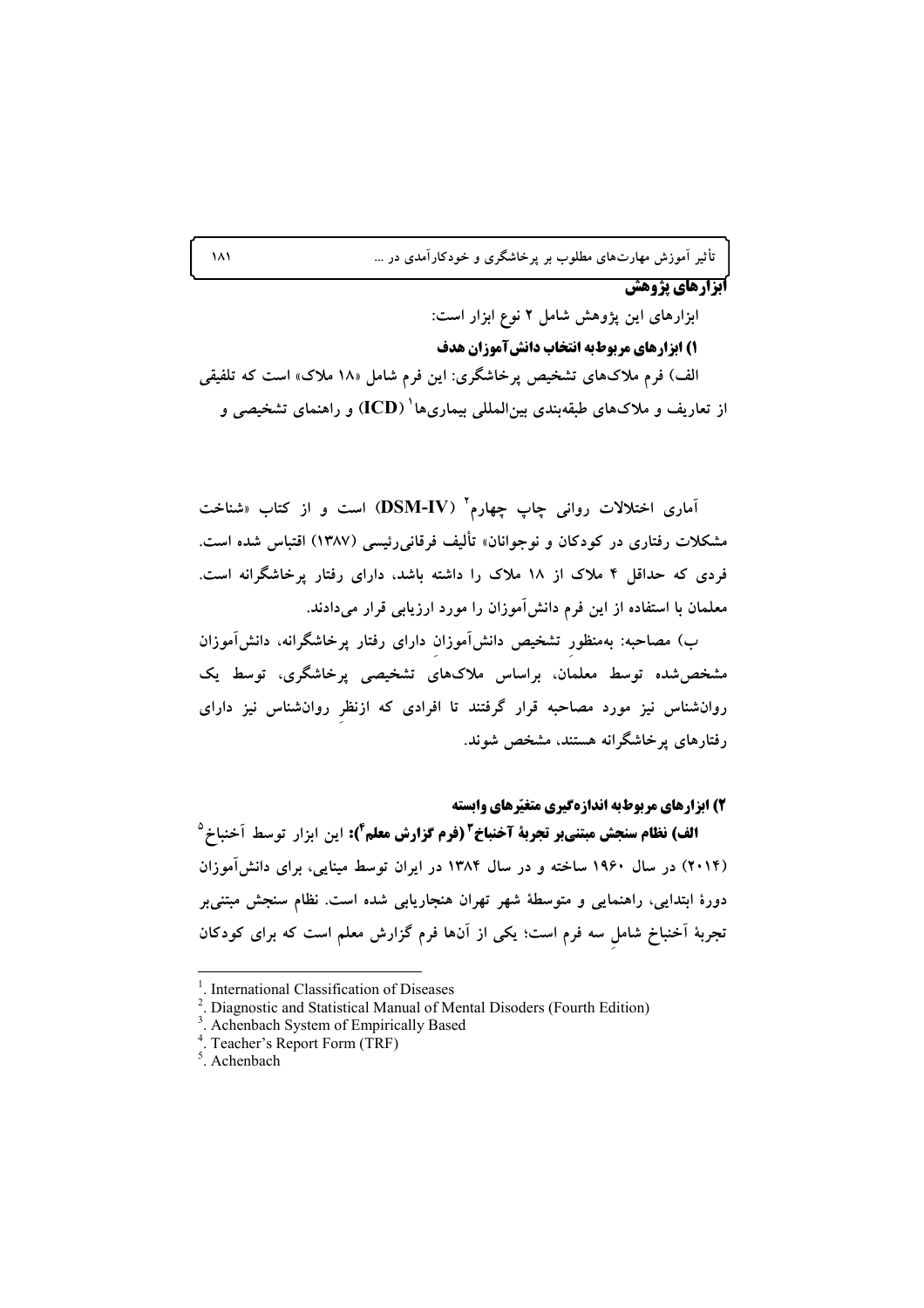## ابزارهای پژوهش

ابزارهای این پژوهش شامل ۲ نوع ابزار است:

### ۱) ابزارهای مربوط به انتخاب دانش‌آموزان هدف

الف) فرم ملاک‌های تشخیص پرخاشگری: این فرم شامل «۱۸ ملاک» است که تلفیقی از تعاریف و ملاک‌های طبقه‌بندی بین‌المللی بیماری‌ها[1] (ICD) و راهنمای تشخیصی و آماری اختلالات روانی چاپ چهارم[2] (DSM-IV) است و از کتاب «شناخت مشکلات رفتاری در کودکان و نوجوانان» تألیف فرقانی‌رئیسی (۱۳۸۷) اقتباس شده است. فردی که حداقل ۴ ملاک از ۱۸ ملاک را داشته باشد، دارای رفتار پرخاشگرانه است. معلمان با استفاده از این فرم دانش‌آموزان را مورد ارزیابی قرار می‌دادند.

ب) مصاحبه: به‌منظور تشخیص دانش‌آموزان دارای رفتار پرخاشگرانه، دانش‌آموزان مشخص‌شده توسط معلمان، براساس ملاک‌های تشخیصی پرخاشگری، توسط یک روان‌شناس نیز مورد مصاحبه قرار گرفتند تا افرادی که ازنظر روان‌شناس نیز دارای رفتارهای پرخاشگرانه هستند، مشخص شوند.

### ۲) ابزارهای مربوط به اندازه‌گیری متغیّرهای وابسته

**الف) نظام سنجش مبتنی‌بر تجربهٔ آخنباخ[3] (فرم گزارش معلم[4]):** این ابزار توسط آخنباخ[5] (۲۰۱۴) در سال ۱۹۶۰ ساخته و در سال ۱۳۸۴ در ایران توسط مینایی، برای دانش‌آموزان دورهٔ ابتدایی، راهنمایی و متوسطهٔ شهر تهران هنجاریابی شده است. نظام سنجش مبتنی‌بر تجربهٔ آخنباخ شامل سه فرم است؛ یکی از آن‌ها فرم گزارش معلم است که برای کودکان

---

1. International Classification of Diseases
2. Diagnostic and Statistical Manual of Mental Disoders (Fourth Edition)
3. Achenbach System of Empirically Based
4. Teacher's Report Form (TRF)
5. Achenbach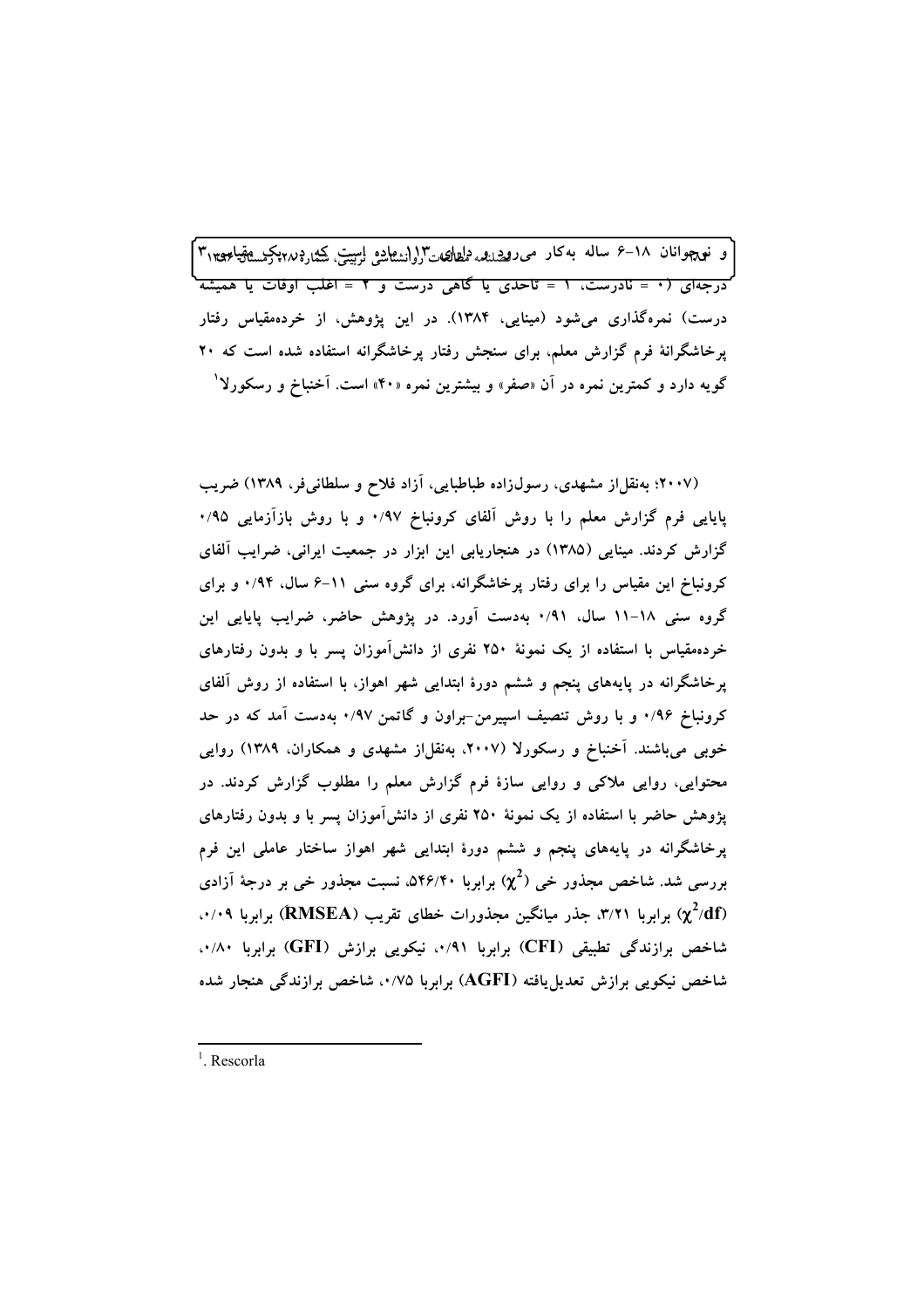و نوجوانان ۱۸-۶ ساله به‌کار می‌رود و دارای ۳ درجه‌ای (۰ = نادرست، ۱ = تاحدی یا گاهی درست و ۲ = اغلب اوقات یا همیشه درست) نمره‌گذاری می‌شود (مینایی، ۱۳۸۴). در این پژوهش، از خرده‌مقیاس رفتار پرخاشگرانهٔ فرم گزارش معلم، برای سنجش رفتار پرخاشگرانه استفاده شده است که ۲۰ گویه دارد و کمترین نمره در آن «صفر» و بیشترین نمره «۴۰» است. آخنباخ و رسکورلا[1]

(۲۰۰۷؛ به‌نقل‌از مشهدی، رسول‌زاده طباطبایی، آزاد فلاح و سلطانی‌فر، ۱۳۸۹) ضریب پایایی فرم گزارش معلم را با روش آلفای کرونباخ ۰/۹۷ و با روش بازآزمایی ۰/۹۵ گزارش کردند. مینایی (۱۳۸۵) در هنجاریابی این ابزار در جمعیت ایرانی، ضرایب آلفای کرونباخ این مقیاس را برای رفتار پرخاشگرانه، برای گروه سنی ۱۱-۶ سال، ۰/۹۴ و برای گروه سنی ۱۸-۱۱ سال، ۰/۹۱ به‌دست آورد. در پژوهش حاضر، ضرایب پایایی این خرده‌مقیاس با استفاده از یک نمونهٔ ۲۵۰ نفری از دانش‌آموزان پسر با و بدون رفتارهای پرخاشگرانه در پایه‌های پنجم و ششم دورهٔ ابتدایی شهر اهواز، با استفاده از روش آلفای کرونباخ ۰/۹۶ و با روش تنصیف اسپیرمن-براون و گاتمن ۰/۹۷ به‌دست آمد که در حد خوبی می‌باشند. آخنباخ و رسکورلا (۲۰۰۷، به‌نقل‌از مشهدی و همکاران، ۱۳۸۹) روایی محتوایی، روایی ملاکی و روایی سازهٔ فرم گزارش معلم را مطلوب گزارش کردند. در پژوهش حاضر با استفاده از یک نمونهٔ ۲۵۰ نفری از دانش‌آموزان پسر با و بدون رفتارهای پرخاشگرانه در پایه‌های پنجم و ششم دورهٔ ابتدایی شهر اهواز ساختار عاملی این فرم بررسی شد. شاخص مجذور خی ($\chi^2$) برابربا ۵۴۶/۴۰، نسبت مجذور خی بر درجهٔ آزادی ($\chi^2$/df) برابربا ۳/۲۱، جذر میانگین مجذورات خطای تقریب (**RMSEA**) برابربا ۰/۰۹، شاخص برازندگی تطبیقی (**CFI**) برابربا ۰/۹۱، نیکویی برازش (**GFI**) برابربا ۰/۸۰، شاخص نیکویی برازش تعدیل‌یافته (**AGFI**) برابربا ۰/۷۵، شاخص برازندگی هنجار شده

---

[1]. Rescorla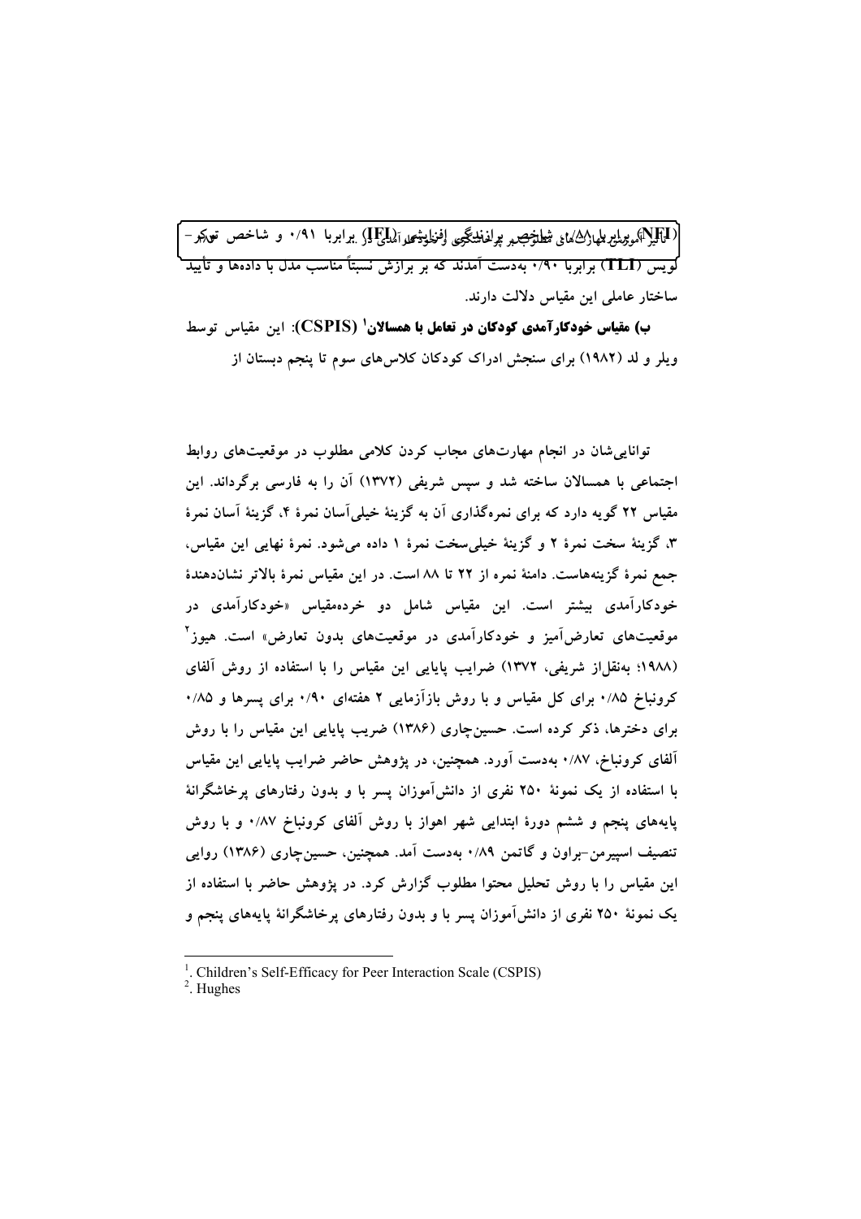(NFI) برابر با ۰/۸۸، شاخص برازندگی افزایشی (IFI) برابر با ۰/۹۱ و شاخص توکر-لویس (TLI) برابر با ۰/۹۰ به‌دست آمدند که بر برازش نسبتاً مناسب مدل با داده‌ها و تأیید ساختار عاملی این مقیاس دلالت دارند.

**ب) مقیاس خودکارآمدی کودکان در تعامل با همسالان[1] (CSPIS)**: این مقیاس توسط ویلر و لد (۱۹۸۲) برای سنجش ادراک کودکان کلاس‌های سوم تا پنجم دبستان از

توانایی‌شان در انجام مهارت‌های مجاب کردن کلامی مطلوب در موقعیت‌های روابط اجتماعی با همسالان ساخته شد و سپس شریفی (۱۳۷۲) آن را به فارسی برگرداند. این مقیاس ۲۲ گویه دارد که برای نمره‌گذاری آن به گزینهٔ خیلی‌آسان نمرهٔ ۴، گزینهٔ آسان نمرهٔ ۳، گزینهٔ سخت نمرهٔ ۲ و گزینهٔ خیلی‌سخت نمرهٔ ۱ داده می‌شود. نمرهٔ نهایی این مقیاس، جمع نمرهٔ گزینه‌هاست. دامنهٔ نمره از ۲۲ تا ۸۸ است. در این مقیاس نمرهٔ بالاتر نشان‌دهندهٔ خودکارآمدی بیشتر است. این مقیاس شامل دو خرده‌مقیاس «خودکارآمدی در موقعیت‌های تعارض‌آمیز و خودکارآمدی در موقعیت‌های بدون تعارض» است. هیوز[2] (۱۹۸۸؛ به‌نقل‌از شریفی، ۱۳۷۲) ضرایب پایایی این مقیاس را با استفاده از روش آلفای کرونباخ ۰/۸۵ برای کل مقیاس و با روش بازآزمایی ۲ هفته‌ای ۰/۹۰ برای پسرها و ۰/۸۵ برای دخترها، ذکر کرده است. حسین‌چاری (۱۳۸۶) ضریب پایایی این مقیاس را با روش آلفای کرونباخ، ۰/۸۷ به‌دست آورد. همچنین، در پژوهش حاضر ضرایب پایایی این مقیاس با استفاده از یک نمونهٔ ۲۵۰ نفری از دانش‌آموزان پسر با و بدون رفتارهای پرخاشگرانهٔ پایه‌های پنجم و ششم دورهٔ ابتدایی شهر اهواز با روش آلفای کرونباخ ۰/۸۷ و با روش تنصیف اسپیرمن-براون و گاتمن ۰/۸۹ به‌دست آمد. همچنین، حسین‌چاری (۱۳۸۶) روایی این مقیاس را با روش تحلیل محتوا مطلوب گزارش کرد. در پژوهش حاضر با استفاده از یک نمونهٔ ۲۵۰ نفری از دانش‌آموزان پسر با و بدون رفتارهای پرخاشگرانهٔ پایه‌های پنجم و

---

[1]. Children's Self-Efficacy for Peer Interaction Scale (CSPIS)
[2]. Hughes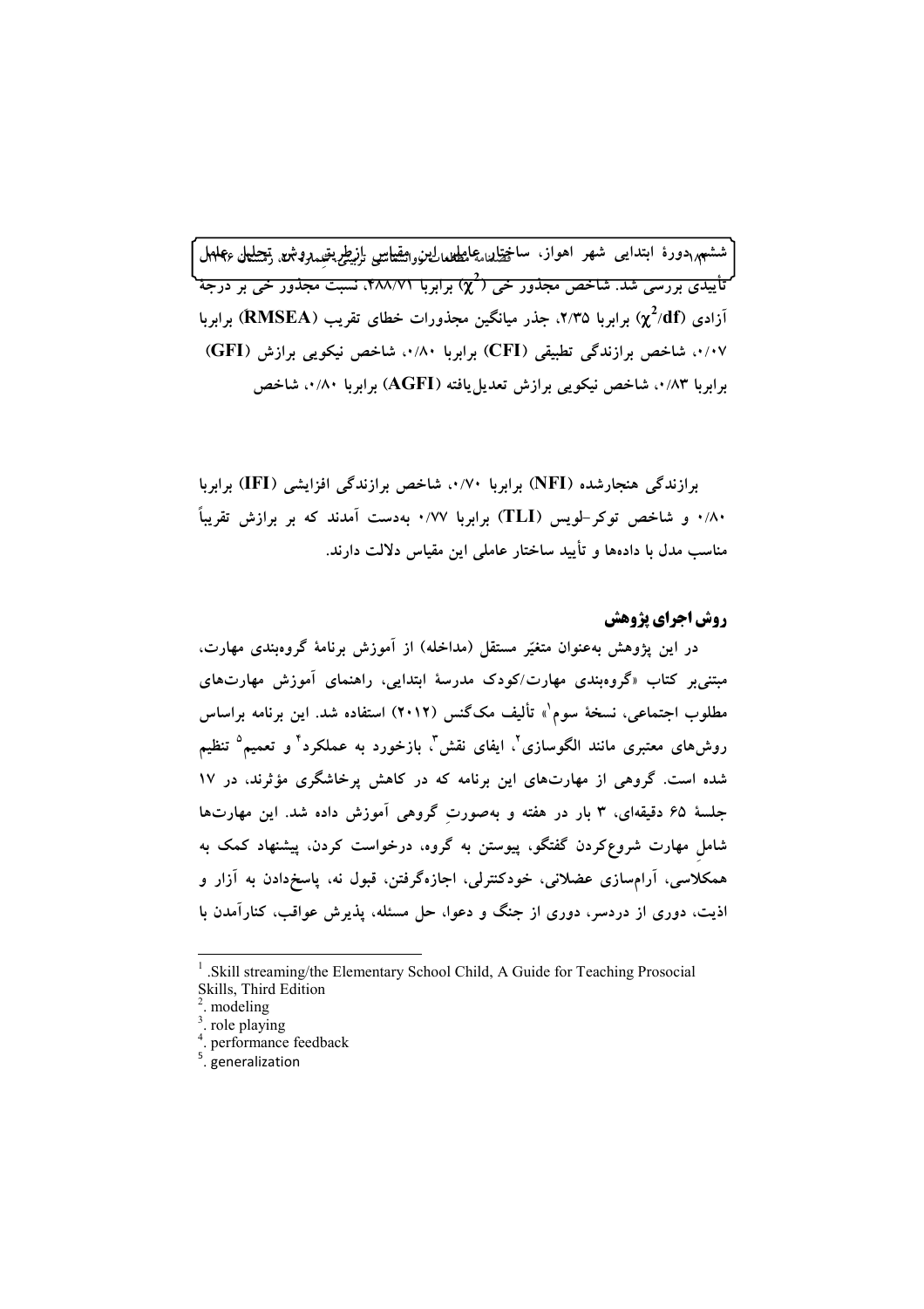ششم دورهٔ ابتدایی شهر اهواز، ساختار عاملی این مقیاس ازطریق روش تحلیل عاملی تأییدی بررسی شد. شاخص مجذور خی ($\chi^2$) برابربا ۴۸۸/۷۱، نسبت مجذور خی بر درجهٔ آزادی ($\chi^2$/df) برابربا ۲/۳۵، جذر میانگین مجذورات خطای تقریب (RMSEA) برابربا ۰/۰۷، شاخص برازندگی تطبیقی (CFI) برابربا ۰/۸۰، شاخص نیکویی برازش (GFI) برابربا ۰/۸۳، شاخص نیکویی برازش تعدیل‌یافته (AGFI) برابربا ۰/۸۰، شاخص

برازندگی هنجارشده (NFI) برابربا ۰/۷۰، شاخص برازندگی افزایشی (IFI) برابربا ۰/۸۰ و شاخص توکر-لویس (TLI) برابربا ۰/۷۷ به‌دست آمدند که بر برازش تقریباً مناسب مدل با داده‌ها و تأیید ساختار عاملی این مقیاس دلالت دارند.

## روش اجرای پژوهش

در این پژوهش به‌عنوان متغیّر مستقل (مداخله) از آموزش برنامهٔ گروه‌بندی مهارت، مبتنی‌بر کتاب «گروه‌بندی مهارت/کودک مدرسهٔ ابتدایی، راهنمای آموزش مهارت‌های مطلوب اجتماعی، نسخهٔ سوم[1]» تألیف مک‌گنس (۲۰۱۲) استفاده شد. این برنامه براساس روش‌های معتبری مانند الگوسازی[2]، ایفای نقش[3]، بازخورد به عملکرد[4] و تعمیم[5] تنظیم شده است. گروهی از مهارت‌های این برنامه که در کاهش پرخاشگری مؤثرند، در ۱۷ جلسهٔ ۶۵ دقیقه‌ای، ۳ بار در هفته و به‌صورتِ گروهی آموزش داده شد. این مهارت‌ها شاملِ مهارت شروع‌کردن گفتگو، پیوستن به گروه، درخواست کردن، پیشنهاد کمک به همکلاسی، آرام‌سازی عضلانی، خودکنترلی، اجازه‌گرفتن، قبول نه، پاسخ‌دادن به آزار و اذیت، دوری از دردسر، دوری از جنگ و دعوا، حل مسئله، پذیرش عواقب، کنارآمدن با

---

1. Skill streaming/the Elementary School Child, A Guide for Teaching Prosocial Skills, Third Edition
2. modeling
3. role playing
4. performance feedback
5. generalization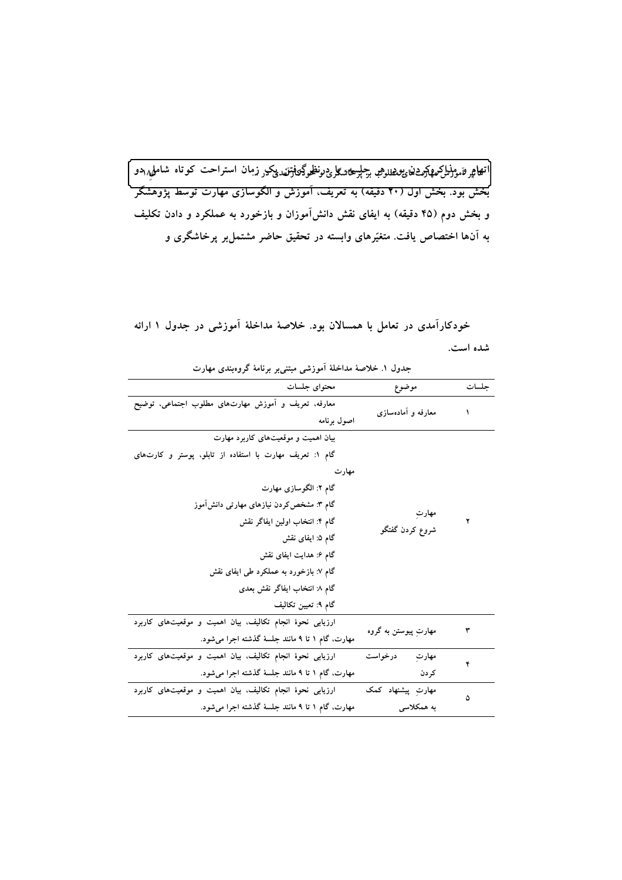زمان استراحت کوتاه شامل دو بخش بود. بخش اول (۲۰ دقیقه) به تعریف، آموزش و الگوسازی مهارت توسط پژوهشگر و بخش دوم (۴۵ دقیقه) به ایفای نقش دانش‌آموزان و بازخورد به عملکرد و دادن تکلیف به آن‌ها اختصاص یافت. متغیّرهای وابسته در تحقیق حاضر مشتمل‌بر پرخاشگری و

خودکارآمدی در تعامل با همسالان بود. خلاصهٔ مداخلهٔ آموزشی در جدول ۱ ارائه شده است.

جدول ۱. خلاصهٔ مداخلهٔ آموزشی مبتنی‌بر برنامهٔ گروه‌بندی مهارت

| جلسات | موضوع | محتوای جلسات |
|---|---|---|
| ۱ | معارفه و آماده‌سازی | معارفه، تعریف و آموزش مهارت‌های مطلوب اجتماعی، توضیح اصول برنامه |
| ۲ | مهارتِ شروع کردن گفتگو | بیان اهمیت و موقعیت‌های کاربرد مهارت<br>گام ۱: تعریف مهارت با استفاده از تابلو، پوستر و کارت‌های مهارت<br>گام ۲: الگوسازی مهارت<br>گام ۳: مشخص‌کردن نیازهای مهارتی دانش‌آموز<br>گام ۴: انتخاب اولین ایفاگر نقش<br>گام ۵: ایفای نقش<br>گام ۶: هدایت ایفای نقش<br>گام ۷: بازخورد به عملکرد طی ایفای نقش<br>گام ۸: انتخاب ایفاگر نقش بعدی<br>گام ۹: تعیین تکالیف |
| ۳ | مهارتِ پیوستن به گروه | ارزیابی نحوهٔ انجام تکالیف، بیان اهمیت و موقعیت‌های کاربرد مهارت، گام ۱ تا ۹ مانند جلسهٔ گذشته اجرا می‌شود. |
| ۴ | مهارتِ درخواست کردن | ارزیابی نحوهٔ انجام تکالیف، بیان اهمیت و موقعیت‌های کاربرد مهارت، گام ۱ تا ۹ مانند جلسهٔ گذشته اجرا می‌شود. |
| ۵ | مهارتِ پیشنهاد کمک به همکلاسی | ارزیابی نحوهٔ انجام تکالیف، بیان اهمیت و موقعیت‌های کاربرد مهارت، گام ۱ تا ۹ مانند جلسهٔ گذشته اجرا می‌شود. |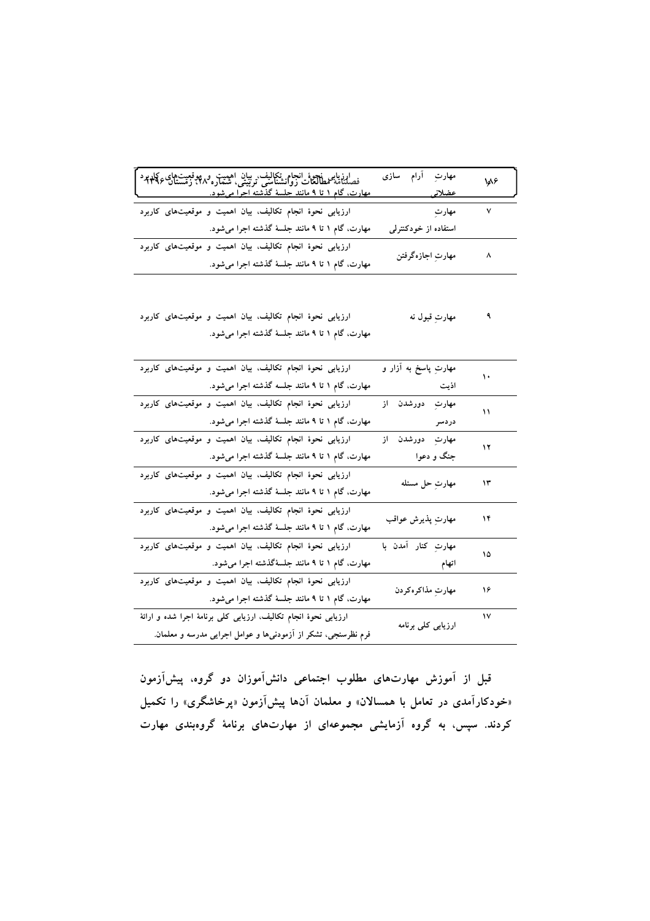| | | |
|---|---|---|
| ۶ | مهارتِ آرام سازی عضلانی | ارزیابی نحوهٔ انجام تکالیف، بیان اهمیت و موقعیت‌های کاربرد مهارت، گام ۱ تا ۹ مانند جلسهٔ گذشته اجرا می‌شود. |
| ۷ | مهارتِ استفاده از خودکنترلی | ارزیابی نحوهٔ انجام تکالیف، بیان اهمیت و موقعیت‌های کاربرد مهارت، گام ۱ تا ۹ مانند جلسهٔ گذشته اجرا می‌شود. |
| ۸ | مهارتِ اجازه‌گرفتن | ارزیابی نحوهٔ انجام تکالیف، بیان اهمیت و موقعیت‌های کاربرد مهارت، گام ۱ تا ۹ مانند جلسهٔ گذشته اجرا می‌شود. |
| ۹ | مهارتِ قبول نه | ارزیابی نحوهٔ انجام تکالیف، بیان اهمیت و موقعیت‌های کاربرد مهارت، گام ۱ تا ۹ مانند جلسهٔ گذشته اجرا می‌شود. |
| ۱۰ | مهارتِ پاسخ به آزار و اذیت | ارزیابی نحوهٔ انجام تکالیف، بیان اهمیت و موقعیت‌های کاربرد مهارت، گام ۱ تا ۹ مانند جلسه گذشته اجرا می‌شود. |
| ۱۱ | مهارتِ دورشدن از دردسر | ارزیابی نحوهٔ انجام تکالیف، بیان اهمیت و موقعیت‌های کاربرد مهارت، گام ۱ تا ۹ مانند جلسهٔ گذشته اجرا می‌شود. |
| ۱۲ | مهارتِ دورشدن از جنگ و دعوا | ارزیابی نحوهٔ انجام تکالیف، بیان اهمیت و موقعیت‌های کاربرد مهارت، گام ۱ تا ۹ مانند جلسهٔ گذشته اجرا می‌شود. |
| ۱۳ | مهارتِ حل مسئله | ارزیابی نحوهٔ انجام تکالیف، بیان اهمیت و موقعیت‌های کاربرد مهارت، گام ۱ تا ۹ مانند جلسهٔ گذشته اجرا می‌شود. |
| ۱۴ | مهارتِ پذیرش عواقب | ارزیابی نحوهٔ انجام تکالیف، بیان اهمیت و موقعیت‌های کاربرد مهارت، گام ۱ تا ۹ مانند جلسهٔ گذشته اجرا می‌شود. |
| ۱۵ | مهارتِ کنار آمدن با اتهام | ارزیابی نحوهٔ انجام تکالیف، بیان اهمیت و موقعیت‌های کاربرد مهارت، گام ۱ تا ۹ مانند جلسهٔ‌گذشته اجرا می‌شود. |
| ۱۶ | مهارتِ مذاکره‌کردن | ارزیابی نحوهٔ انجام تکالیف، بیان اهمیت و موقعیت‌های کاربرد مهارت، گام ۱ تا ۹ مانند جلسهٔ گذشته اجرا می‌شود. |
| ۱۷ | ارزیابی کلی برنامه | ارزیابی نحوهٔ انجام تکالیف، ارزیابی کلی برنامهٔ اجرا شده و ارائهٔ فرم نظرسنجی، تشکر از آزمودنی‌ها و عوامل اجرایی مدرسه و معلمان. |

قبل از آموزش مهارت‌های مطلوب اجتماعی دانش‌آموزان دو گروه، پیش‌آزمون «خودکارآمدی در تعامل با همسالان» و معلمان آن‌ها پیش‌آزمون «پرخاشگری» را تکمیل کردند. سپس، به گروه آزمایشی مجموعه‌ای از مهارت‌های برنامهٔ گروه‌بندی مهارت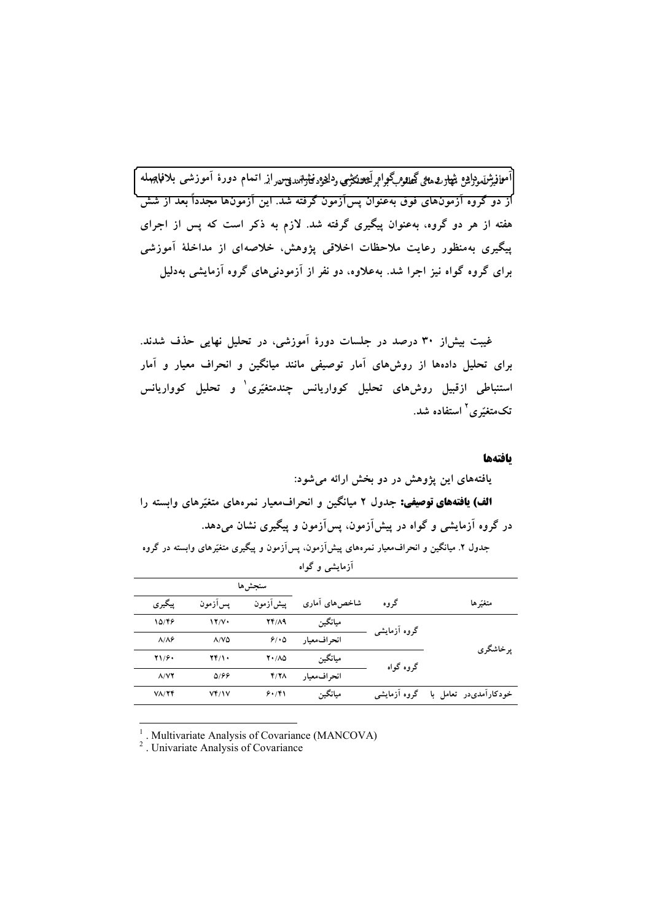آموزش‌ها، داده‌ها، شهار ... پس از اتمام دورهٔ آموزشی بلافاصله از دو گروه آزمون‌های فوق به‌عنوان پس‌آزمون گرفته شد. این آزمون‌ها مجدداً بعد از شش هفته از هر دو گروه، به‌عنوان پیگیری گرفته شد. لازم به ذکر است که پس از اجرای پیگیری به‌منظور رعایت ملاحظات اخلاقی پژوهش، خلاصه‌ای از مداخلهٔ آموزشی برای گروه گواه نیز اجرا شد. به‌علاوه، دو نفر از آزمودنی‌های گروه آزمایشی به‌دلیل غیبت بیش‌از ۳۰ درصد در جلسات دورهٔ آموزشی، در تحلیل نهایی حذف شدند. برای تحلیل داده‌ها از روش‌های آمار توصیفی مانند میانگین و انحراف معیار و آمار استنباطی ازقبیل روش‌های تحلیل کوواریانس چندمتغیّری[1] و تحلیل کوواریانس تک‌متغیّری[2] استفاده شد.

## یافته‌ها

یافته‌های این پژوهش در دو بخش ارائه می‌شود:

**الف) یافته‌های توصیفی:** جدول ۲ میانگین و انحراف‌معیار نمره‌های متغیّرهای وابسته را در گروه آزمایشی و گواه در پیش‌آزمون، پس‌آزمون و پیگیری نشان می‌دهد.

جدول ۲. میانگین و انحراف‌معیار نمره‌های پیش‌آزمون، پس‌آزمون و پیگیری متغیّرهای وابسته در گروه آزمایشی و گواه

| متغیّرها | گروه | شاخص‌های آماری | سنجش‌ها | | |
|---|---|---|---|---|---|
| | | | پیش‌آزمون | پس‌آزمون | پیگیری |
| پرخاشگری | گروه آزمایشی | میانگین | ۲۴/۸۹ | ۱۲/۷۰ | ۱۵/۴۶ |
| | | انحراف‌معیار | ۶/۰۵ | ۸/۷۵ | ۸/۸۶ |
| | گروه گواه | میانگین | ۲۰/۸۵ | ۲۴/۱۰ | ۲۱/۶۰ |
| | | انحراف‌معیار | ۴/۲۸ | ۵/۶۶ | ۸/۷۲ |
| خودکارآمدی‌در تعامل با | گروه آزمایشی | میانگین | ۶۰/۴۱ | ۷۴/۱۷ | ۷۸/۲۴ |

---

[1] . Multivariate Analysis of Covariance (MANCOVA)

[2] . Univariate Analysis of Covariance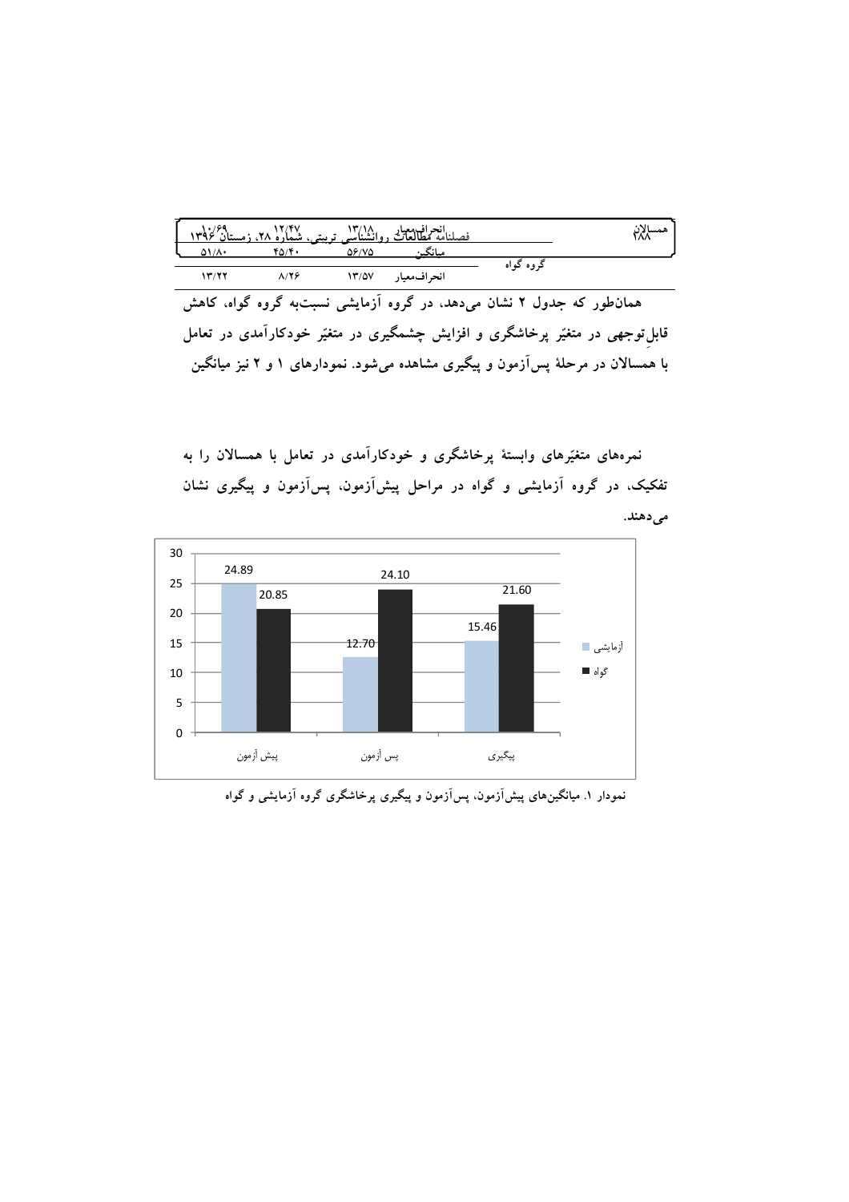| متغیر | گروه | شاخص | پیش‌آزمون | پس‌آزمون | پیگیری |
|---|---|---|---|---|---|
| همسالان | | انحراف‌معیار | ۱۳/۱۸ | ۱۲/۴۷ | ۱۰/۶۹ |
| | گروه گواه | میانگین | ۵۶/۷۵ | ۴۵/۴۰ | ۵۱/۸۰ |
| | | انحراف‌معیار | ۱۳/۵۷ | ۸/۲۶ | ۱۳/۲۲ |

**همان‌طور که جدول ۲ نشان می‌دهد، در گروه آزمایشی نسبت‌به گروه گواه، کاهش قابل‌توجهی در متغیّر پرخاشگری و افزایش چشمگیری در متغیّر خودکارآمدی در تعامل با همسالان در مرحلهٔ پس‌آزمون و پیگیری مشاهده می‌شود. نمودارهای ۱ و ۲ نیز میانگین**

**نمره‌های متغیّرهای وابستهٔ پرخاشگری و خودکارآمدی در تعامل با همسالان را به تفکیک، در گروه آزمایشی و گواه در مراحل پیش‌آزمون، پس‌آزمون و پیگیری نشان می‌دهند.**

| | پیش آزمون | پس آزمون | پیگیری |
|---|---|---|---|
| آزمایشی | 24.89 | 12.70 | 15.46 |
| گواه | 20.85 | 24.10 | 21.60 |

**نمودار ۱. میانگین‌های پیش‌آزمون، پس‌آزمون و پیگیری پرخاشگری گروه آزمایشی و گواه**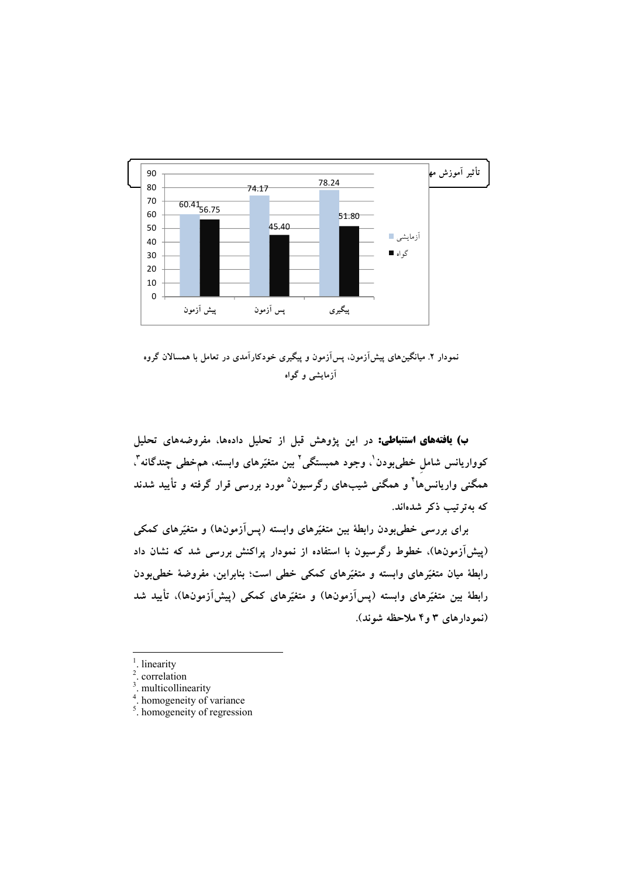| | پیش آزمون | پس آزمون | پیگیری |
|---|---|---|---|
| آزمایشی | 60.41 | 74.17 | 78.24 |
| گواه | 56.75 | 45.40 | 51.80 |

**نمودار ۲.** میانگین‌های پیش‌آزمون، پس‌آزمون و پیگیری خودکارآمدی در تعامل با همسالان گروه آزمایشی و گواه

**ب) یافته‌های استنباطی:** در این پژوهش قبل از تحلیل داده‌ها، مفروضه‌های تحلیل کوواریانس شاملِ خطی‌بودن[1]، وجود همبستگی[2] بین متغیّرهای وابسته، هم‌خطی چندگانه[3]، همگنی واریانس‌ها[4] و همگنی شیب‌های رگرسیون[5] مورد بررسی قرار گرفته و تأیید شدند که به‌ترتیب ذکر شده‌اند.

برای بررسی خطی‌بودن رابطهٔ بین متغیّرهای وابسته (پس‌آزمون‌ها) و متغیّرهای کمکی (پیش‌آزمون‌ها)، خطوط رگرسیون با استفاده از نمودار پراکنش بررسی شد که نشان داد رابطهٔ میان متغیّرهای وابسته و متغیّرهای کمکی خطی است؛ بنابراین، مفروضهٔ خطی‌بودن رابطهٔ بین متغیّرهای وابسته (پس‌آزمون‌ها) و متغیّرهای کمکی (پیش‌آزمون‌ها)، تأیید شد (نمودارهای ۳ و۴ ملاحظه شوند).

---

[1]. linearity
[2]. correlation
[3]. multicollinearity
[4]. homogeneity of variance
[5]. homogeneity of regression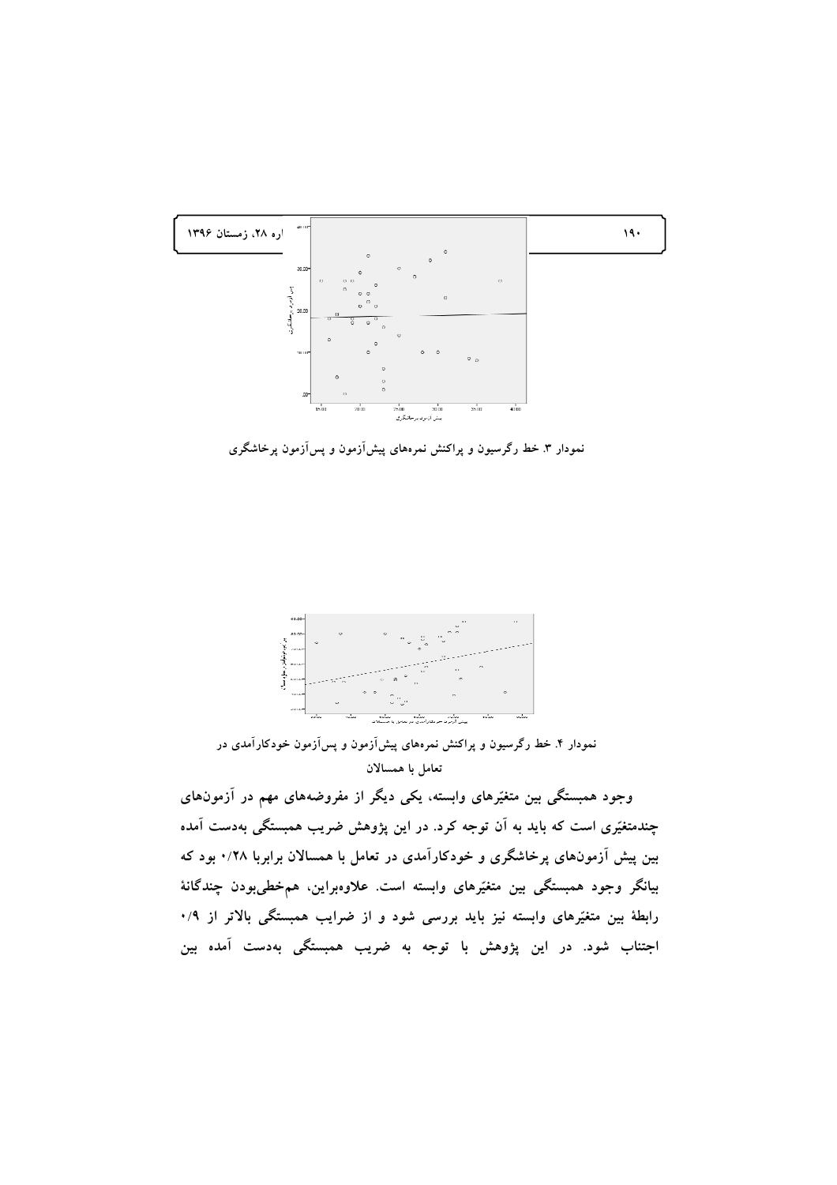نمودار ۳. خط رگرسیون و پراکنش نمره‌های پیش‌آزمون و پس‌آزمون پرخاشگری

نمودار ۴. خط رگرسیون و پراکنش نمره‌های پیش‌آزمون و پس‌آزمون خودکارآمدی در تعامل با همسالان

وجود همبستگی بین متغیّرهای وابسته، یکی دیگر از مفروضه‌های مهم در آزمون‌های چندمتغیّری است که باید به آن توجه کرد. در این پژوهش ضریب همبستگی به‌دست آمده بین پیش آزمون‌های پرخاشگری و خودکارآمدی در تعامل با همسالان برابربا ۰/۲۸ بود که بیانگر وجود همبستگی بین متغیّرهای وابسته است. علاوه‌براین، هم‌خطی‌بودن چندگانهٔ رابطهٔ بین متغیّرهای وابسته نیز باید بررسی شود و از ضرایب همبستگی بالاتر از ۰/۹ اجتناب شود. در این پژوهش با توجه به ضریب همبستگی به‌دست آمده بین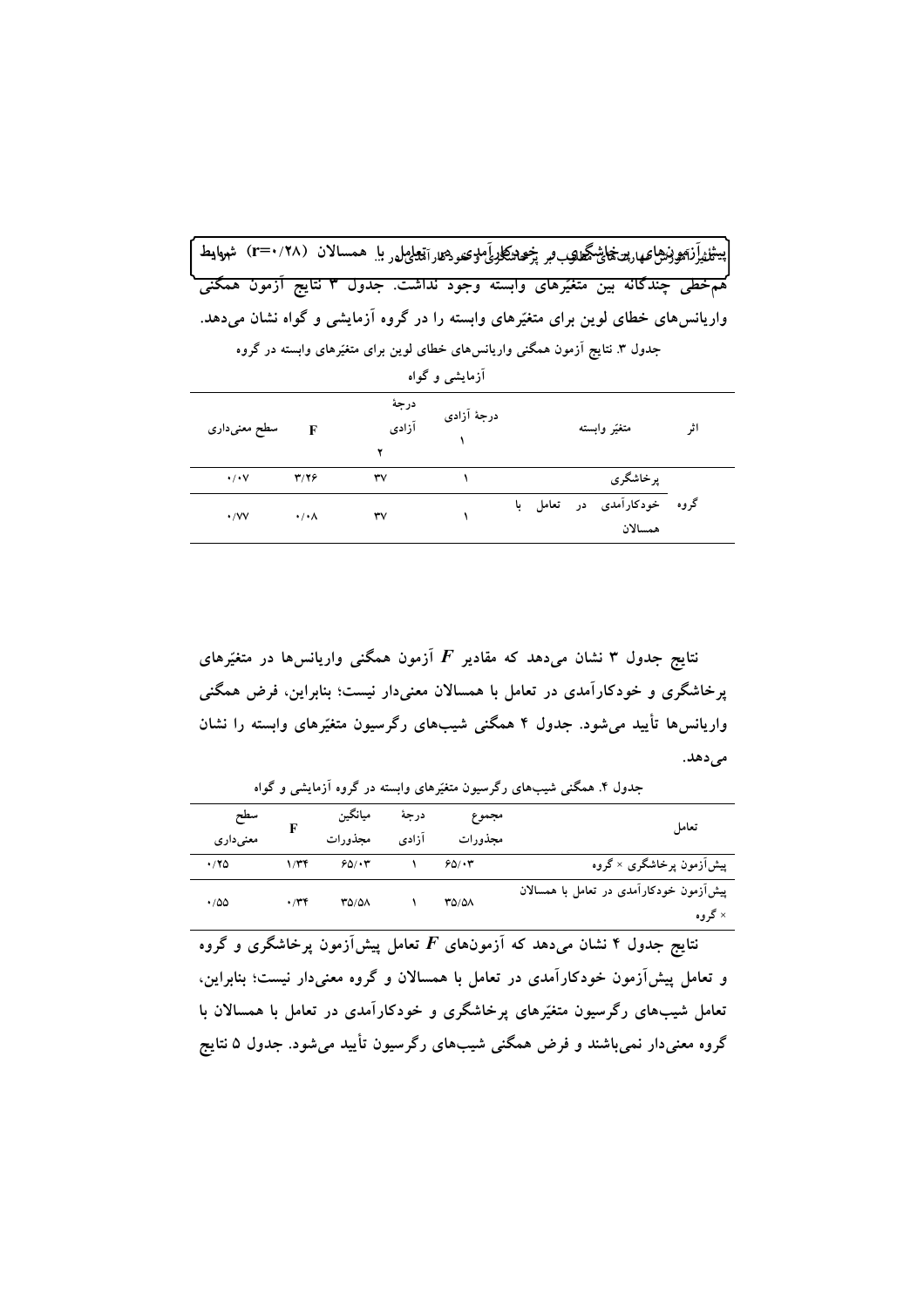پیش‌آزمون‌های پرخاشگری و خودکارآمدی در تعامل با همسالان (r=۰/۲۸) شرایط هم‌خطی چندگانه بین متغیّرهای وابسته وجود نداشت. جدول ۳ نتایج آزمون همگنی واریانس‌های خطای لوین برای متغیّرهای وابسته را در گروه آزمایشی و گواه نشان می‌دهد.

جدول ۳. نتایج آزمون همگنی واریانس‌های خطای لوین برای متغیّرهای وابسته در گروه آزمایشی و گواه

| اثر | متغیّر وابسته | درجهٔ آزادی ۱ | درجهٔ آزادی ۲ | F | سطح معنی‌داری |
|---|---|---|---|---|---|
| گروه | پرخاشگری | ۱ | ۳۷ | ۳/۲۶ | ۰/۰۷ |
| | خودکارآمدی در تعامل با همسالان | ۱ | ۳۷ | ۰/۰۸ | ۰/۷۷ |

نتایج جدول ۳ نشان می‌دهد که مقادیر $F$ آزمون همگنی واریانس‌ها در متغیّرهای پرخاشگری و خودکارآمدی در تعامل با همسالان معنی‌دار نیست؛ بنابراین، فرض همگنی واریانس‌ها تأیید می‌شود. جدول ۴ همگنی شیب‌های رگرسیون متغیّرهای وابسته را نشان می‌دهد.

جدول ۴. همگنی شیب‌های رگرسیون متغیّرهای وابسته در گروه آزمایشی و گواه

| تعامل | مجموع مجذورات | درجهٔ آزادی | میانگین مجذورات | F | سطح معنی‌داری |
|---|---|---|---|---|---|
| پیش‌آزمون پرخاشگری × گروه | ۶۵/۰۳ | ۱ | ۶۵/۰۳ | ۱/۳۴ | ۰/۲۵ |
| پیش‌آزمون خودکارآمدی در تعامل با همسالان × گروه | ۳۵/۵۸ | ۱ | ۳۵/۵۸ | ۰/۳۴ | ۰/۵۵ |

نتایج جدول ۴ نشان می‌دهد که آزمون‌های $F$ تعامل پیش‌آزمون پرخاشگری و گروه و تعامل پیش‌آزمون خودکارآمدی در تعامل با همسالان و گروه معنی‌دار نیست؛ بنابراین، تعامل شیب‌های رگرسیون متغیّرهای پرخاشگری و خودکارآمدی در تعامل با همسالان با گروه معنی‌دار نمی‌باشند و فرض همگنی شیب‌های رگرسیون تأیید می‌شود. جدول ۵ نتایج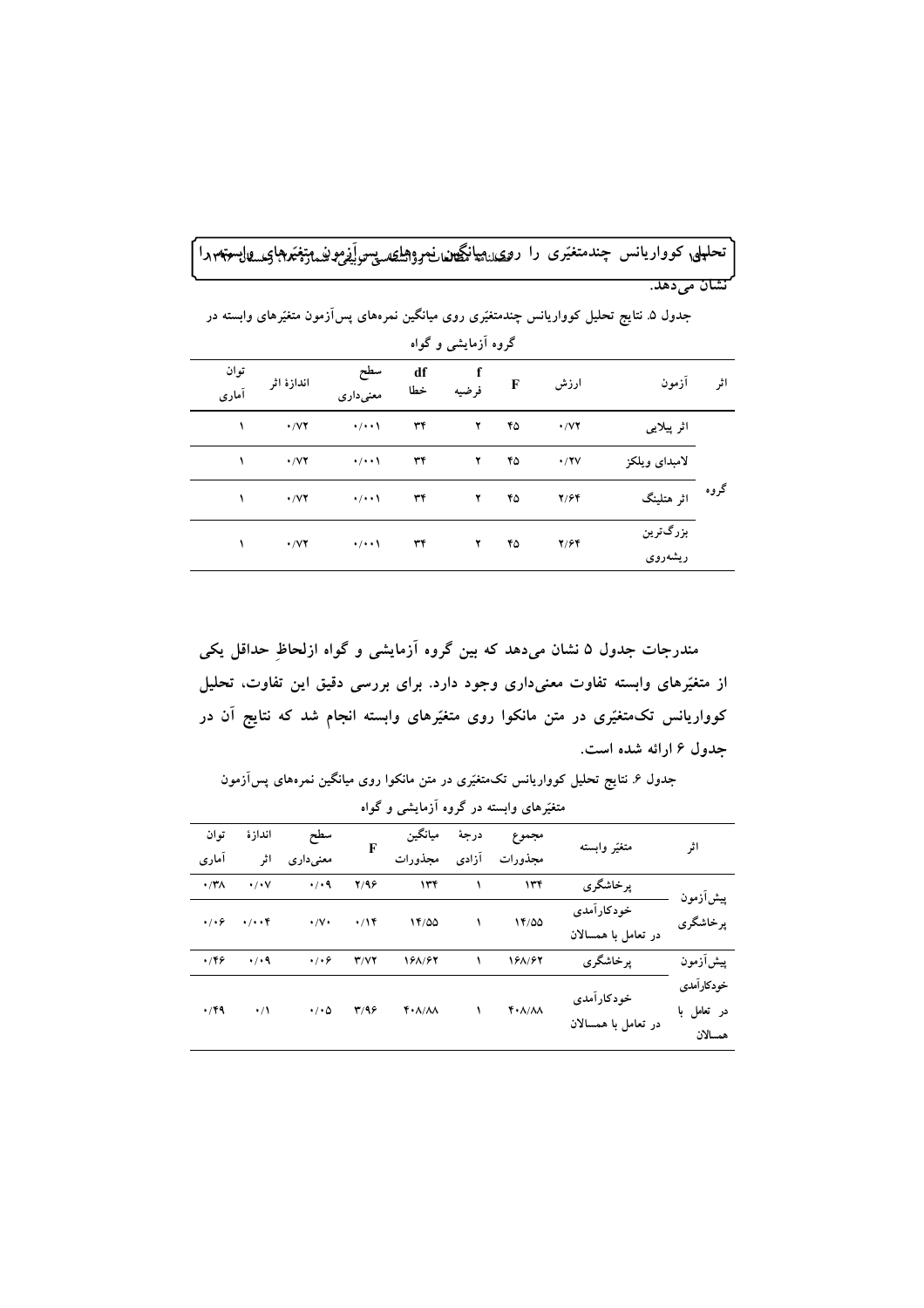تحلیل کوواریانس چندمتغیّری را روی میانگین نمره‌های پس‌آزمون متغیّرهای وابسته را نشان می‌دهد.

جدول ۵. نتایج تحلیل کوواریانس چندمتغیّری روی میانگین نمره‌های پس‌آزمون متغیّرهای وابسته در گروه آزمایشی و گواه

| اثر | آزمون | ارزش | F | f فرضیه | df خطا | سطح معنی‌داری | اندازهٔ اثر | توان آماری |
|---|---|---|---|---|---|---|---|---|
| گروه | اثر پیلایی | ۰/۷۲ | ۴۵ | ۲ | ۳۴ | ۰/۰۰۱ | ۰/۷۲ | ۱ |
| | لامبدای ویلکز | ۰/۲۷ | ۴۵ | ۲ | ۳۴ | ۰/۰۰۱ | ۰/۷۲ | ۱ |
| | اثر هتلینگ | ۲/۶۴ | ۴۵ | ۲ | ۳۴ | ۰/۰۰۱ | ۰/۷۲ | ۱ |
| | بزرگ‌ترین ریشه‌روی | ۲/۶۴ | ۴۵ | ۲ | ۳۴ | ۰/۰۰۱ | ۰/۷۲ | ۱ |

**مندرجات جدول ۵ نشان می‌دهد که بین گروه آزمایشی و گواه ازلحاظِ حداقل یکی از متغیّرهای وابسته تفاوت معنی‌داری وجود دارد. برای بررسی دقیق این تفاوت، تحلیل کوواریانس تک‌متغیّری در متن مانکوا روی متغیّرهای وابسته انجام شد که نتایج آن در جدول ۶ ارائه شده است.**

جدول ۶. نتایج تحلیل کوواریانس تک‌متغیّری در متن مانکوا روی میانگین نمره‌های پس‌آزمون متغیّرهای وابسته در گروه آزمایشی و گواه

| اثر | متغیّر وابسته | مجموع مجذورات | درجهٔ آزادی | میانگین مجذورات | F | سطح معنی‌داری | اندازهٔ اثر | توان آماری |
|---|---|---|---|---|---|---|---|---|
| پیش‌آزمون پرخاشگری | پرخاشگری | ۱۳۴ | ۱ | ۱۳۴ | ۲/۹۶ | ۰/۰۹ | ۰/۰۷ | ۰/۳۸ |
| | خودکارآمدی در تعامل با همسالان | ۱۴/۵۵ | ۱ | ۱۴/۵۵ | ۰/۱۴ | ۰/۷۰ | ۰/۰۰۴ | ۰/۰۶ |
| پیش‌آزمون خودکارآمدی در تعامل با همسالان | پرخاشگری | ۱۶۸/۶۲ | ۱ | ۱۶۸/۶۲ | ۳/۷۲ | ۰/۰۶ | ۰/۰۹ | ۰/۴۶ |
| | خودکارآمدی در تعامل با همسالان | ۴۰۸/۸۸ | ۱ | ۴۰۸/۸۸ | ۳/۹۶ | ۰/۰۵ | ۰/۱ | ۰/۴۹ |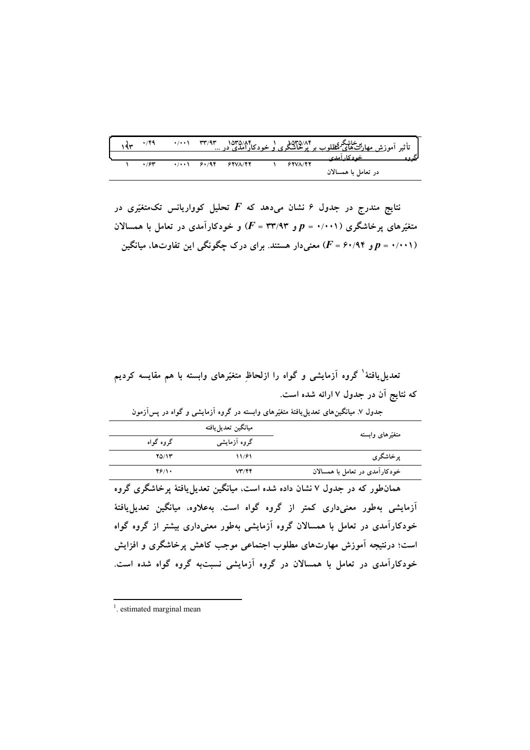| | | | | | | |
|---|---|---|---|---|---|---|
| تأثیر آموزش مهارت‌های مطلوب بر پرخاشگری و خودکارآمدی در ... گروه | ۱۵۳۵/۸۴ | ۱ | ۱۵۳۵/۸۴ | ۳۳/۹۳ | ۰/۰۰۱ | ۰/۴۹ | ۱ |
| خودکارآمدی در تعامل با همسالان | ۶۲۷۸/۴۲ | ۱ | ۶۲۷۸/۴۲ | ۶۰/۹۴ | ۰/۰۰۱ | ۰/۶۳ | ۱ |

نتایج مندرج در جدول ۶ نشان می‌دهد که $F$ تحلیل کوواریانس تک‌متغیّری در متغیّرهای پرخاشگری ($p = ۰/۰۰۱$ و $F = ۳۳/۹۳$) و خودکارآمدی در تعامل با همسالان ($p = ۰/۰۰۱$ و $F = ۶۰/۹۴$) معنی‌دار هستند. برای درک چگونگی این تفاوت‌ها، میانگین تعدیل‌یافتهٔ[1] گروه آزمایشی و گواه را ازلحاظِ متغیّرهای وابسته با هم مقایسه کردیم که نتایج آن در جدول ۷ ارائه شده است.

جدول ۷. میانگین‌های تعدیل‌یافتهٔ متغیّرهای وابسته در گروه آزمایشی و گواه در پس‌آزمون

| متغیّرهای وابسته | میانگین تعدیل‌یافته | |
|---|---|---|
| | گروه آزمایشی | گروه گواه |
| پرخاشگری | ۱۱/۶۱ | ۲۵/۱۳ |
| خودکارآمدی در تعامل با همسالان | ۷۳/۴۴ | ۴۶/۱۰ |

همان‌طور که در جدول ۷ نشان داده شده است، میانگین تعدیل‌یافتهٔ پرخاشگری گروه آزمایشی به‌طور معنی‌داری کمتر از گروه گواه است. به‌علاوه، میانگین تعدیل‌یافتهٔ خودکارآمدی در تعامل با همسالان گروه آزمایشی به‌طور معنی‌داری بیشتر از گروه گواه است؛ درنتیجه آموزش مهارت‌های مطلوب اجتماعی موجب کاهش پرخاشگری و افزایش خودکارآمدی در تعامل با همسالان در گروه آزمایشی نسبت‌به گروه گواه شده است.

[1]. estimated marginal mean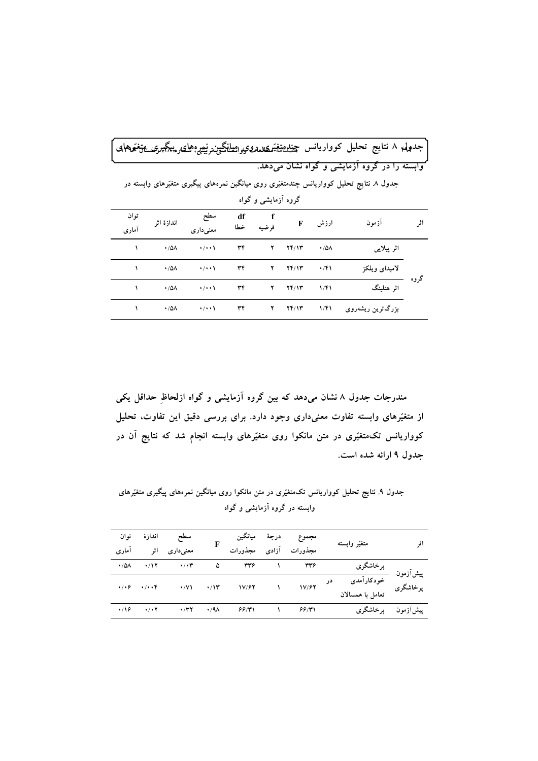جدول ۸ نتایج تحلیل کوواریانس چندمتغیّری روی میانگین نمره‌های پیگیری متغیّرهای وابسته را در گروه آزمایشی و گواه نشان می‌دهد.

جدول ۸. نتایج تحلیل کوواریانس چندمتغیّری روی میانگین نمره‌های پیگیری متغیّرهای وابسته در گروه آزمایشی و گواه

| اثر | آزمون | ارزش | F | f فرضیه | df خطا | سطح معنی‌داری | اندازهٔ اثر | توان آماری |
|---|---|---|---|---|---|---|---|---|
| گروه | اثر پیلایی | ۰/۵۸ | ۲۴/۱۳ | ۲ | ۳۴ | ۰/۰۰۱ | ۰/۵۸ | ۱ |
| | لامبدای ویلکز | ۰/۴۱ | ۲۴/۱۳ | ۲ | ۳۴ | ۰/۰۰۱ | ۰/۵۸ | ۱ |
| | اثر هتلینگ | ۱/۴۱ | ۲۴/۱۳ | ۲ | ۳۴ | ۰/۰۰۱ | ۰/۵۸ | ۱ |
| | بزرگ‌ترین ریشه‌روی | ۱/۴۱ | ۲۴/۱۳ | ۲ | ۳۴ | ۰/۰۰۱ | ۰/۵۸ | ۱ |

مندرجات جدول ۸ نشان می‌دهد که بین گروه آزمایشی و گواه ازلحاظِ حداقل یکی از متغیّرهای وابسته تفاوت معنی‌داری وجود دارد. برای بررسی دقیق این تفاوت، تحلیل کوواریانس تک‌متغیّری در متن مانکوا روی متغیّرهای وابسته انجام شد که نتایج آن در جدول ۹ ارائه شده است.

جدول ۹. نتایج تحلیل کوواریانس تک‌متغیّری در متن مانکوا روی میانگین نمره‌های پیگیری متغیّرهای وابسته در گروه آزمایشی و گواه

| اثر | متغیّر وابسته | مجموع مجذورات | درجهٔ آزادی | میانگین مجذورات | F | سطح معنی‌داری | اندازهٔ اثر | توان آماری |
|---|---|---|---|---|---|---|---|---|
| پیش‌آزمون پرخاشگری | پرخاشگری | ۳۳۶ | ۱ | ۳۳۶ | ۵ | ۰/۰۳ | ۰/۱۲ | ۰/۵۸ |
| | خودکارآمدی در تعامل با همسالان | ۱۷/۶۲ | ۱ | ۱۷/۶۲ | ۰/۱۳ | ۰/۷۱ | ۰/۰۰۴ | ۰/۰۶ |
| پیش‌آزمون | پرخاشگری | ۶۶/۳۱ | ۱ | ۶۶/۳۱ | ۰/۹۸ | ۰/۳۲ | ۰/۰۲ | ۰/۱۶ |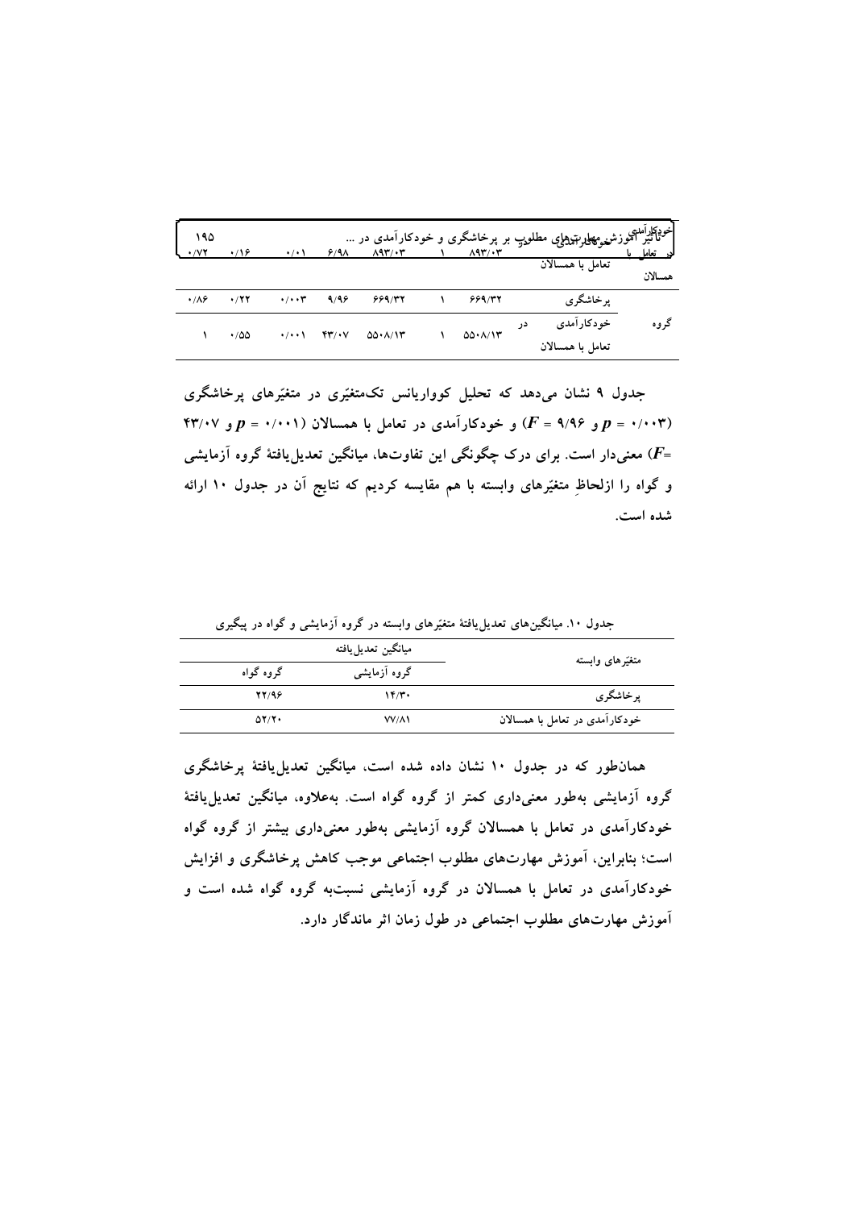| | | | | | | | |
|---|---|---|---|---|---|---|---|
| | خودکارآمدی در تعامل با همسالان | ۸۹۳/۰۳ | ۱ | ۸۹۳/۰۳ | ۶/۹۸ | ۰/۰۱ | ۰/۱۶ | ۰/۷۲ |
| گروه | پرخاشگری | ۶۶۹/۳۲ | ۱ | ۶۶۹/۳۲ | ۹/۹۶ | ۰/۰۰۳ | ۰/۲۲ | ۰/۸۶ |
| | خودکارآمدی در تعامل با همسالان | ۵۵۰۸/۱۳ | ۱ | ۵۵۰۸/۱۳ | ۴۳/۰۷ | ۰/۰۰۱ | ۰/۵۵ | ۱ |

جدول ۹ نشان می‌دهد که تحلیل کوواریانس تک‌متغیّری در متغیّرهای پرخاشگری ($p$ = ۰/۰۰۳ و $F$ = ۹/۹۶) و خودکارآمدی در تعامل با همسالان ($p$ = ۰/۰۰۱ و ۴۳/۰۷ =$F$) معنی‌دار است. برای درک چگونگی این تفاوت‌ها، میانگین تعدیل‌یافتهٔ گروه آزمایشی و گواه را ازلحاظِ متغیّرهای وابسته با هم مقایسه کردیم که نتایج آن در جدول ۱۰ ارائه شده است.

جدول ۱۰. میانگین‌های تعدیل‌یافتهٔ متغیّرهای وابسته در گروه آزمایشی و گواه در پیگیری

| متغیّرهای وابسته | میانگین تعدیل‌یافته | |
|---|---|---|
| | گروه آزمایشی | گروه گواه |
| پرخاشگری | ۱۴/۳۰ | ۲۲/۹۶ |
| خودکارآمدی در تعامل با همسالان | ۷۷/۸۱ | ۵۲/۲۰ |

همان‌طور که در جدول ۱۰ نشان داده شده است، میانگین تعدیل‌یافتهٔ پرخاشگری گروه آزمایشی به‌طور معنی‌داری کمتر از گروه گواه است. به‌علاوه، میانگین تعدیل‌یافتهٔ خودکارآمدی در تعامل با همسالان گروه آزمایشی به‌طور معنی‌داری بیشتر از گروه گواه است؛ بنابراین، آموزش مهارت‌های مطلوب اجتماعی موجب کاهش پرخاشگری و افزایش خودکارآمدی در تعامل با همسالان در گروه آزمایشی نسبت‌به گروه گواه شده است و آموزش مهارت‌های مطلوب اجتماعی در طول زمان اثر ماندگار دارد.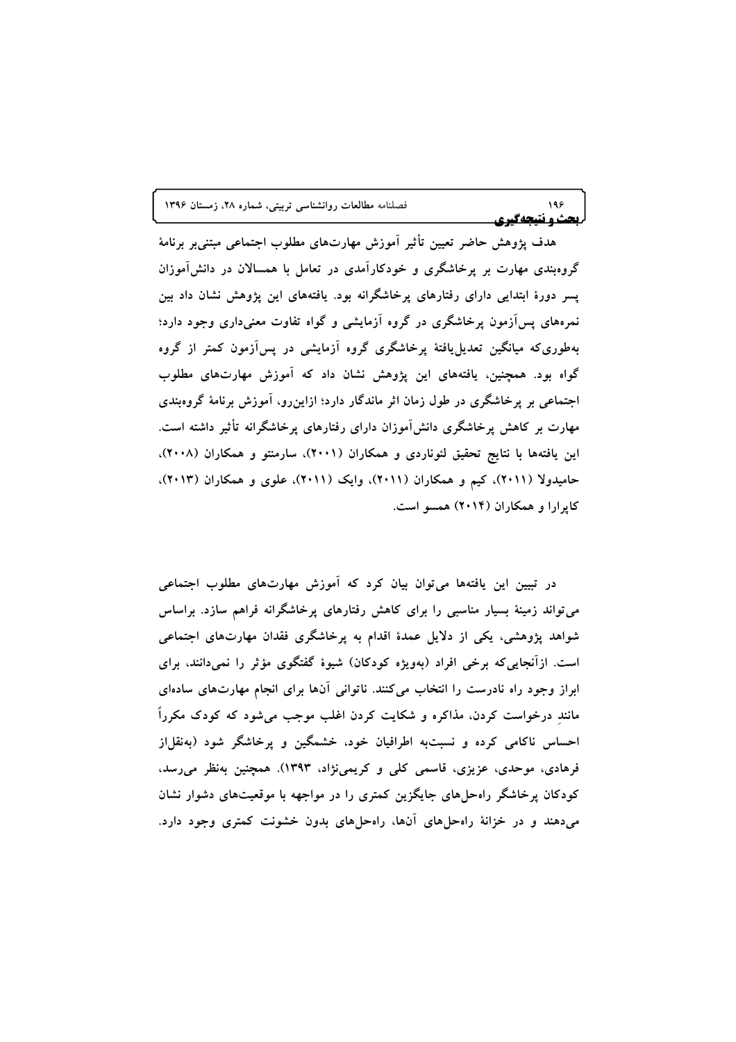## بحث و نتیجه‌گیری

هدف پژوهش حاضر تعیین تأثیر آموزش مهارت‌های مطلوب اجتماعی مبتنی‌بر برنامهٔ گروه‌بندی مهارت بر پرخاشگری و خودکارآمدی در تعامل با همسالان در دانش‌آموزان پسر دورهٔ ابتدایی دارای رفتارهای پرخاشگرانه بود. یافته‌های این پژوهش نشان داد که بین نمره‌های پس‌آزمون پرخاشگری در گروه آزمایشی و گواه تفاوت معنی‌داری وجود دارد؛ به‌طوری‌که میانگین تعدیل‌یافتهٔ پرخاشگری گروه آزمایشی در پس‌آزمون کمتر از گروه گواه بود. همچنین، یافته‌های این پژوهش نشان داد که آموزش مهارت‌های مطلوب اجتماعی بر پرخاشگری در طول زمان اثر ماندگار دارد؛ ازاین‌رو، آموزش برنامهٔ گروه‌بندی مهارت بر کاهش پرخاشگری دانش‌آموزان دارای رفتارهای پرخاشگرانه تأثیر داشته است. این یافته‌ها با نتایج تحقیق لئوناردی و همکاران (۲۰۰۱)، سارمنتو و همکاران (۲۰۰۸)، حامیدولا (۲۰۱۱)، کیم و همکاران (۲۰۱۱)، وایک (۲۰۱۱)، علوی و همکاران (۲۰۱۳)، کاپرارا و همکاران (۲۰۱۴) همسو است.

در تبیین این یافته‌ها می‌توان بیان کرد که آموزش مهارت‌های مطلوب اجتماعی می‌تواند زمینهٔ بسیار مناسبی را برای کاهش رفتارهای پرخاشگرانه فراهم سازد. براساس شواهد پژوهشی، یکی از دلایل عمدهٔ اقدام به پرخاشگری فقدان مهارت‌های اجتماعی است. ازآنجایی‌که برخی افراد (به‌ویژه کودکان) شیوهٔ گفتگوی مؤثر را نمی‌دانند، برای ابراز وجود راه نادرست را انتخاب می‌کنند. ناتوانی آن‌ها برای انجام مهارت‌های ساده‌ای مانندِ درخواست کردن، مذاکره و شکایت کردن اغلب موجب می‌شود که کودک مکرراً احساس ناکامی کرده و نسبت‌به اطرافیان خود، خشمگین و پرخاشگر شود (به‌نقل‌از فرهادی، موحدی، عزیزی، قاسمی کلی و کریمی‌نژاد، ۱۳۹۳). همچنین به‌نظر می‌رسد، کودکان پرخاشگر راه‌حل‌های جایگزین کمتری را در مواجهه با موقعیت‌های دشوار نشان می‌دهند و در خزانهٔ راه‌حل‌های آن‌ها، راه‌حل‌های بدون خشونت کمتری وجود دارد.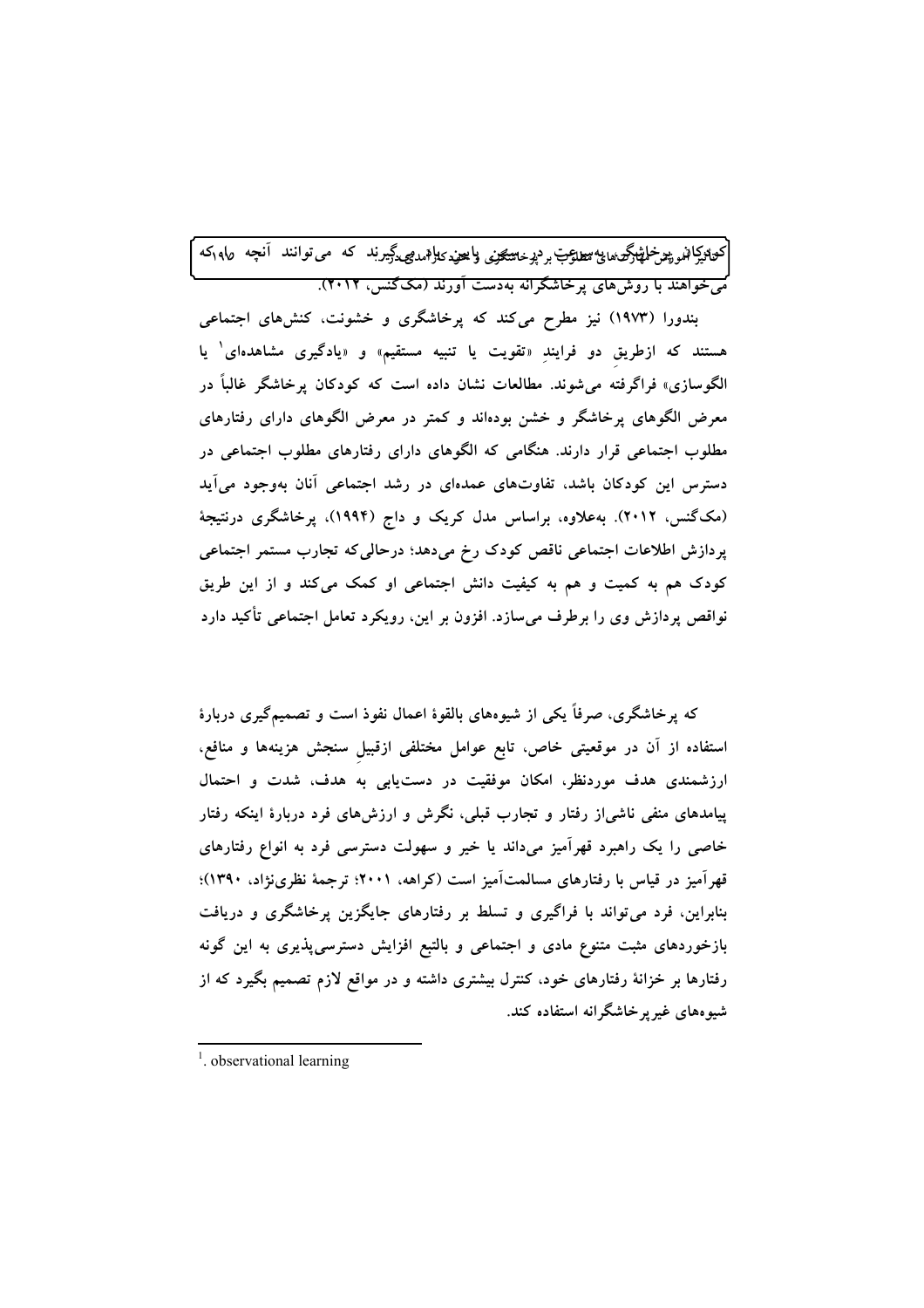کودکان پرخاشگر، روش‌های مطلوب برای دستیابی به اهداف را کمتر یاد می‌گیرند که می‌توانند آنچه را که می‌خواهند با روش‌های پرخاشگرانه به‌دست آورند (مک‌گنس، ۲۰۱۲).

بندورا (۱۹۷۳) نیز مطرح می‌کند که پرخاشگری و خشونت، کنش‌های اجتماعی هستند که ازطریقِ دو فرایندِ «تقویت یا تنبیه مستقیم» و «یادگیری مشاهده‌ای[1] یا الگوسازی» فراگرفته می‌شوند. مطالعات نشان داده است که کودکان پرخاشگر غالباً در معرض الگوهای پرخاشگر و خشن بوده‌اند و کمتر در معرض الگوهای دارای رفتارهای مطلوب اجتماعی قرار دارند. هنگامی که الگوهای دارای رفتارهای مطلوب اجتماعی در دسترس این کودکان باشد، تفاوت‌های عمده‌ای در رشد اجتماعی آنان به‌وجود می‌آید (مک‌گنس، ۲۰۱۲). به‌علاوه، براساس مدل کریک و داج (۱۹۹۴)، پرخاشگری درنتیجهٔ پردازش اطلاعات اجتماعی ناقص کودک رخ می‌دهد؛ درحالی‌که تجارب مستمر اجتماعی کودک هم به کمیت و هم به کیفیت دانش اجتماعی او کمک می‌کند و از این طریق نواقص پردازش وی را برطرف می‌سازد. افزون بر این، رویکرد تعامل اجتماعی تأکید دارد

که پرخاشگری، صرفاً یکی از شیوه‌های بالقوهٔ اعمال نفوذ است و تصمیم‌گیری دربارهٔ استفاده از آن در موقعیتی خاص، تابع عوامل مختلفی ازقبیلِ سنجش هزینه‌ها و منافع، ارزشمندی هدف موردنظر، امکان موفقیت در دست‌یابی به هدف، شدت و احتمال پیامدهای منفی ناشی‌از رفتار و تجارب قبلی، نگرش و ارزش‌های فرد دربارهٔ اینکه رفتار خاصی را یک راهبرد قهرآمیز می‌داند یا خیر و سهولت دسترسی فرد به انواع رفتارهای قهرآمیز در قیاس با رفتارهای مسالمت‌آمیز است (کراهه، ۲۰۰۱؛ ترجمهٔ نظری‌نژاد، ۱۳۹۰)؛ بنابراین، فرد می‌تواند با فراگیری و تسلط بر رفتارهای جایگزین پرخاشگری و دریافت بازخوردهای مثبت متنوع مادی و اجتماعی و بالتبع افزایش دسترسی‌پذیری به این گونه رفتارها بر خزانهٔ رفتارهای خود، کنترل بیشتری داشته و در مواقع لازم تصمیم بگیرد که از شیوه‌های غیرپرخاشگرانه استفاده کند.

---

[1]. observational learning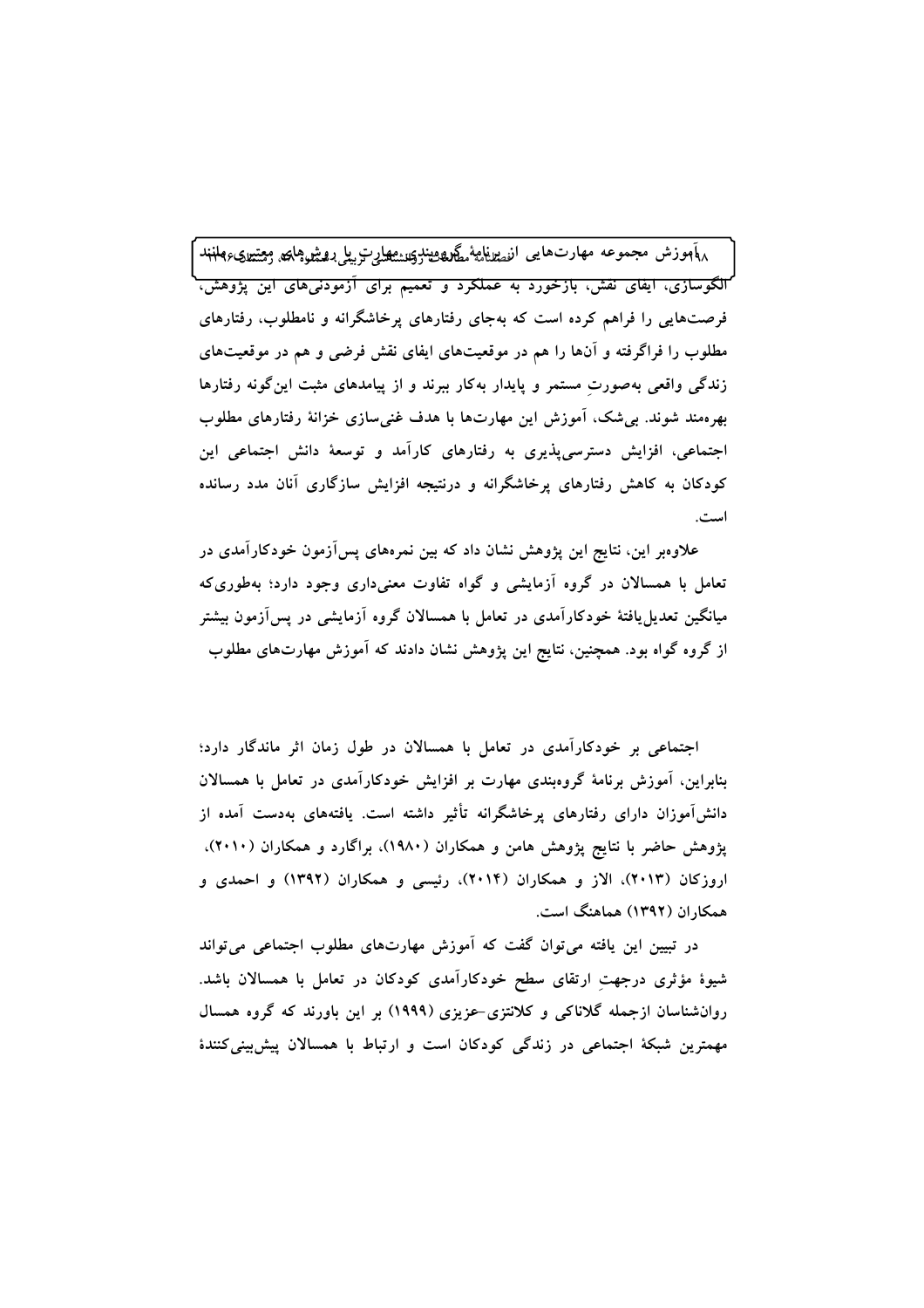آموزش مجموعه مهارت‌هایی از برنامهٔ گروه‌بندی مهارت با روش‌های معتبری مانند الگوسازی، ایفای نقش، بازخورد به عملکرد و تعمیم برای آزمودنی‌های این پژوهش، فرصت‌هایی را فراهم کرده است که به‌جای رفتارهای پرخاشگرانه و نامطلوب، رفتارهای مطلوب را فراگرفته و آن‌ها را هم در موقعیت‌های ایفای نقش فرضی و هم در موقعیت‌های زندگی واقعی به‌صورتِ مستمر و پایدار به‌کار ببرند و از پیامدهای مثبت این‌گونه رفتارها بهره‌مند شوند. بی‌شک، آموزش این مهارت‌ها با هدف غنی‌سازی خزانهٔ رفتارهای مطلوب اجتماعی، افزایش دسترسی‌پذیری به رفتارهای کارآمد و توسعهٔ دانش اجتماعی این کودکان به کاهش رفتارهای پرخاشگرانه و درنتیجه افزایش سازگاری آنان مدد رسانده است.

علاوه‌بر این، نتایج این پژوهش نشان داد که بین نمره‌های پس‌آزمون خودکارآمدی در تعامل با همسالان در گروه آزمایشی و گواه تفاوت معنی‌داری وجود دارد؛ به‌طوری‌که میانگین تعدیل‌یافتهٔ خودکارآمدی در تعامل با همسالان گروه آزمایشی در پس‌آزمون بیشتر از گروه گواه بود. همچنین، نتایج این پژوهش نشان دادند که آموزش مهارت‌های مطلوب اجتماعی بر خودکارآمدی در تعامل با همسالان در طول زمان اثر ماندگار دارد؛ بنابراین، آموزش برنامهٔ گروه‌بندی مهارت بر افزایش خودکارآمدی در تعامل با همسالان دانش‌آموزان دارای رفتارهای پرخاشگرانه تأثیر داشته است. یافته‌های به‌دست آمده از پژوهش حاضر با نتایج پژوهش هامن و همکاران (۱۹۸۰)، براگارد و همکاران (۲۰۱۰)، اروزکان (۲۰۱۳)، الاز و همکاران (۲۰۱۴)، رئیسی و همکاران (۱۳۹۲) و احمدی و همکاران (۱۳۹۲) هماهنگ است.

در تبیین این یافته می‌توان گفت که آموزش مهارت‌های مطلوب اجتماعی می‌تواند شیوهٔ مؤثری درجهتِ ارتقای سطح خودکارآمدی کودکان در تعامل با همسالان باشد. روان‌شناسان ازجمله گلاناکی و کلانتزی-عزیزی (۱۹۹۹) بر این باورند که گروه همسال مهمترین شبکهٔ اجتماعی در زندگی کودکان است و ارتباط با همسالان پیش‌بینی‌کنندهٔ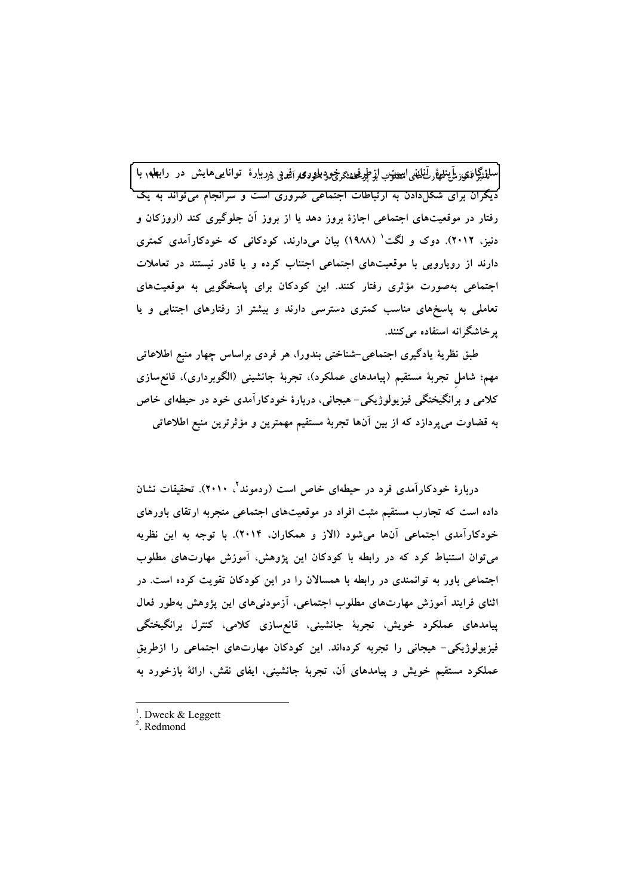باورهای افراد دربارهٔ توانایی‌هایش در رابطه با دیگران برای شکل‌دادن به ارتباطات اجتماعی ضروری است و سرانجام می‌تواند به یک رفتار در موقعیت‌های اجتماعی اجازهٔ بروز دهد یا از بروز آن جلوگیری کند (اروزکان و دنیز، ۲۰۱۲). دوک و لگت[1] (۱۹۸۸) بیان می‌دارند، کودکانی که خودکارآمدی کمتری دارند از رویارویی با موقعیت‌های اجتماعی اجتناب کرده و یا قادر نیستند در تعاملات اجتماعی به‌صورت مؤثری رفتار کنند. این کودکان برای پاسخگویی به موقعیت‌های تعاملی به پاسخ‌های مناسب کمتری دسترسی دارند و بیشتر از رفتارهای اجتنابی و یا پرخاشگرانه استفاده می‌کنند.

طبق نظریهٔ یادگیری اجتماعی-شناختی بندورا، هر فردی براساس چهار منبع اطلاعاتی مهم؛ شامل تجربهٔ مستقیم (پیامدهای عملکرد)، تجربهٔ جانشینی (الگوبرداری)، قانع‌سازی کلامی و برانگیختگی فیزیولوژیکی- هیجانی، دربارهٔ خودکارآمدی خود در حیطه‌ای خاص به قضاوت می‌پردازد که از بین آن‌ها تجربهٔ مستقیم مهمترین و مؤثرترین منبع اطلاعاتی

دربارهٔ خودکارآمدی فرد در حیطه‌ای خاص است (ردموند[2]، ۲۰۱۰). تحقیقات نشان داده است که تجارب مستقیم مثبت افراد در موقعیت‌های اجتماعی منجربه ارتقای باورهای خودکارآمدی اجتماعی آن‌ها می‌شود (الاز و همکاران، ۲۰۱۴). با توجه به این نظریه می‌توان استنباط کرد که در رابطه با کودکان این پژوهش، آموزش مهارت‌های مطلوب اجتماعی باور به توانمندی در رابطه با همسالان را در این کودکان تقویت کرده است. در اثنای فرایند آموزش مهارت‌های مطلوب اجتماعی، آزمودنی‌های این پژوهش به‌طور فعال پیامدهای عملکرد خویش، تجربهٔ جانشینی، قانع‌سازی کلامی، کنترل برانگیختگی فیزیولوژیکی- هیجانی را تجربه کرده‌اند. این کودکان مهارت‌های اجتماعی را ازطریقِ عملکرد مستقیم خویش و پیامدهای آن، تجربهٔ جانشینی، ایفای نقش، ارائهٔ بازخورد به

---

[1]. Dweck & Leggett

[2]. Redmond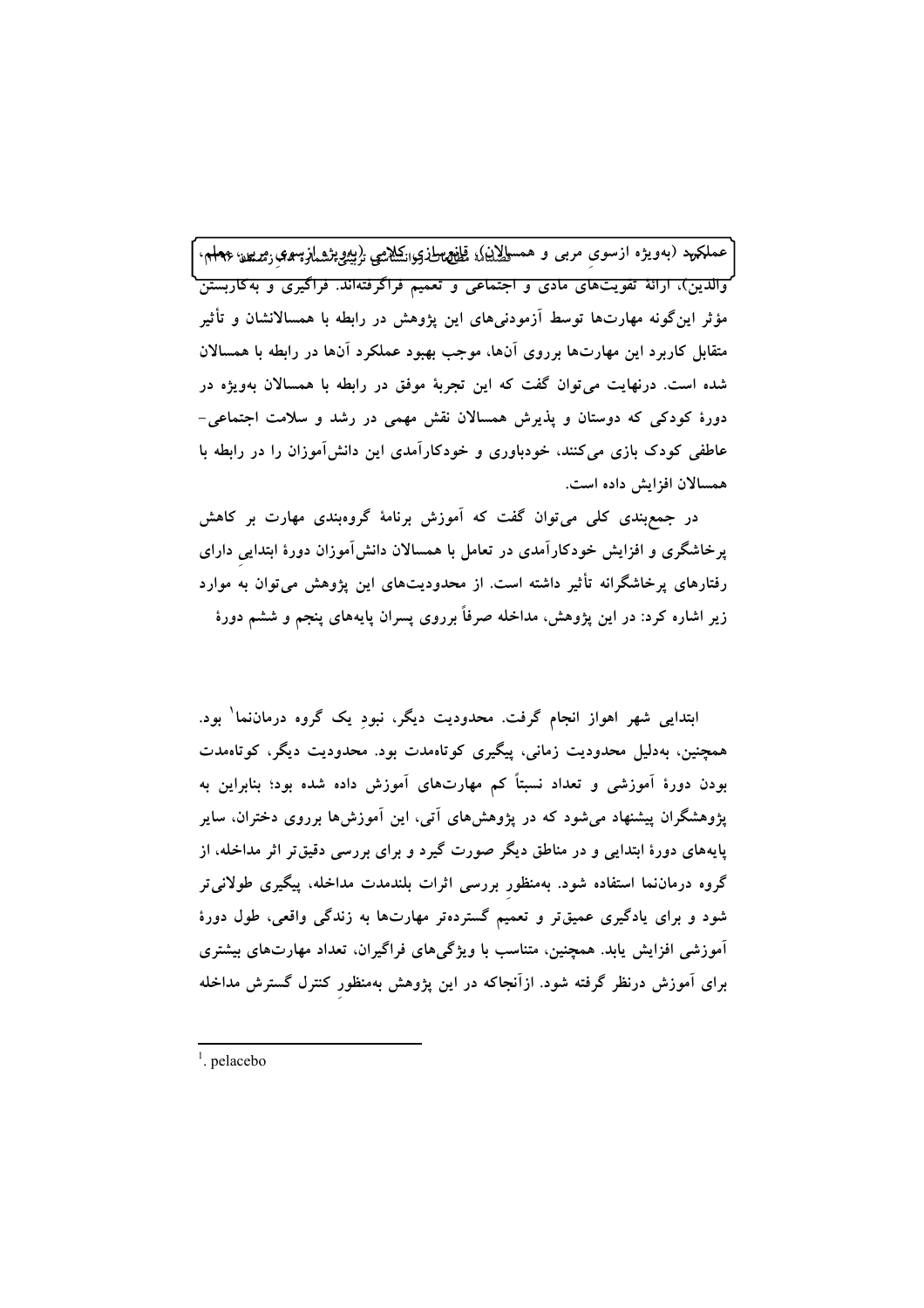عملکرد (به‌ویژه ازسوی مربی و همسالان)، قانونمندسازی کلامی (به‌ویژه ازسوی مربی، معلم، والدین)، ارائهٔ تقویت‌های مادی و اجتماعی و تعمیم فراگرفته‌اند. فراگیری و به‌کاربستن مؤثر این‌گونه مهارت‌ها توسط آزمودنی‌های این پژوهش در رابطه با همسالانشان و تأثیر متقابل کاربرد این مهارت‌ها برروی آن‌ها، موجب بهبود عملکرد آن‌ها در رابطه با همسالان شده است. درنهایت می‌توان گفت که این تجربهٔ موفق در رابطه با همسالان به‌ویژه در دورهٔ کودکی که دوستان و پذیرش همسالان نقش مهمی در رشد و سلامت اجتماعی-عاطفی کودک بازی می‌کنند، خودباوری و خودکارآمدی این دانش‌آموزان را در رابطه با همسالان افزایش داده است.

در جمع‌بندی کلی می‌توان گفت که آموزش برنامهٔ گروه‌بندی مهارت بر کاهش پرخاشگری و افزایش خودکارآمدی در تعامل با همسالان دانش‌آموزان دورهٔ ابتدایی دارای رفتارهای پرخاشگرانه تأثیر داشته است. از محدودیت‌های این پژوهش می‌توان به موارد زیر اشاره کرد: در این پژوهش، مداخله صرفاً برروی پسران پایه‌های پنجم و ششم دورهٔ ابتدایی شهر اهواز انجام گرفت. محدودیت دیگر، نبودِ یک گروه دارونما[1] بود. همچنین، به‌دلیل محدودیت زمانی، پیگیری کوتاه‌مدت بود. محدودیت دیگر، کوتاه‌مدت بودن دورهٔ آموزشی و تعداد نسبتاً کم مهارت‌های آموزش داده شده بود؛ بنابراین به پژوهشگران پیشنهاد می‌شود که در پژوهش‌های آتی، این آموزش‌ها برروی دختران، سایر پایه‌های دورهٔ ابتدایی و در مناطق دیگر صورت گیرد و برای بررسی دقیق‌تر اثر مداخله، از گروه دارونما استفاده شود. به‌منظور بررسی اثرات بلندمدت مداخله، پیگیری طولانی‌تر شود و برای یادگیری عمیق‌تر و تعمیم گسترده‌تر مهارت‌ها به زندگی واقعی، طول دورهٔ آموزشی افزایش یابد. همچنین، متناسب با ویژگی‌های فراگیران، تعداد مهارت‌های بیشتری برای آموزش درنظر گرفته شود. ازآنجاکه در این پژوهش به‌منظورِ کنترل گسترش مداخله

---

[1]. pelacebo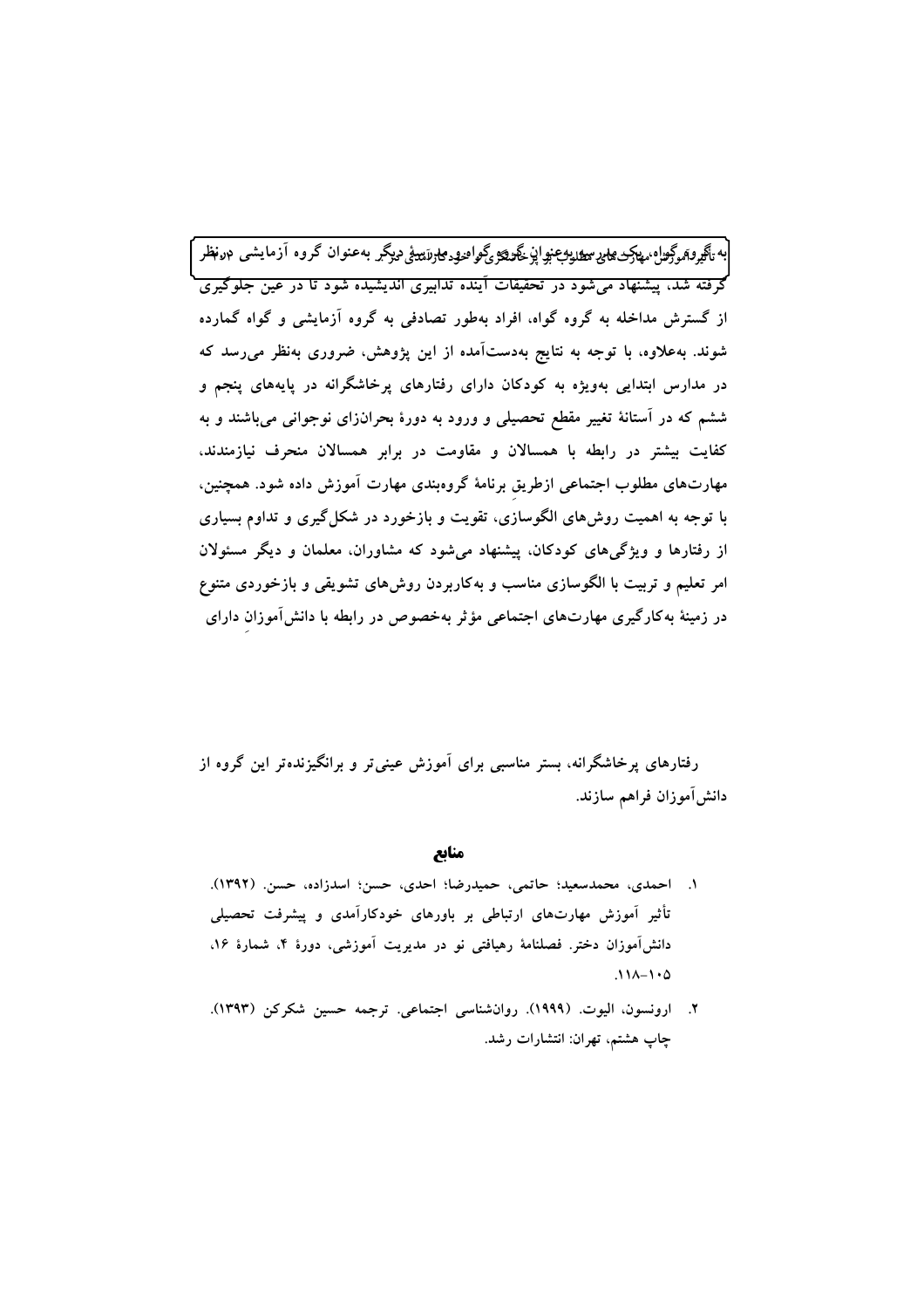به‌عنوان گروه آزمایشی در نظر گرفته شد، پیشنهاد می‌شود در تحقیقات آینده تدابیری اندیشیده شود تا در عین جلوگیری از گسترش مداخله به گروه گواه، افراد به‌طور تصادفی به گروه آزمایشی و گواه گمارده شوند. به‌علاوه، با توجه به نتایج به‌دست‌آمده از این پژوهش، ضروری به‌نظر می‌رسد که در مدارس ابتدایی به‌ویژه به کودکان دارای رفتارهای پرخاشگرانه در پایه‌های پنجم و ششم که در آستانهٔ تغییر مقطع تحصیلی و ورود به دورهٔ بحران‌زای نوجوانی می‌باشند و به کفایت بیشتر در رابطه با همسالان و مقاومت در برابر همسالان منحرف نیازمندند، مهارت‌های مطلوب اجتماعی ازطریق برنامهٔ گروه‌بندی مهارت آموزش داده شود. همچنین، با توجه به اهمیت روش‌های الگوسازی، تقویت و بازخورد در شکل‌گیری و تداوم بسیاری از رفتارها و ویژگی‌های کودکان، پیشنهاد می‌شود که مشاوران، معلمان و دیگر مسئولان امر تعلیم و تربیت با الگوسازی مناسب و به‌کاربردن روش‌های تشویقی و بازخوردی متنوع در زمینهٔ به‌کارگیری مهارت‌های اجتماعی مؤثر به‌خصوص در رابطه با دانش‌آموزان دارای رفتارهای پرخاشگرانه، بستر مناسبی برای آموزش عینی‌تر و برانگیزنده‌تر این گروه از دانش‌آموزان فراهم سازند.

## منابع

۱. احمدی، محمدسعید؛ حاتمی، حمیدرضا؛ احدی، حسن؛ اسدزاده، حسن. (۱۳۹۲). تأثیر آموزش مهارت‌های ارتباطی بر باورهای خودکارآمدی و پیشرفت تحصیلی دانش‌آموزان دختر. فصلنامهٔ رهیافتی نو در مدیریت آموزشی، دورهٔ ۴، شمارهٔ ۱۶، ۱۱۸-۱۰۵.

۲. ارونسون، الیوت. (۱۹۹۹). روان‌شناسی اجتماعی. ترجمه حسین شکرکن (۱۳۹۳). چاپ هشتم، تهران: انتشارات رشد.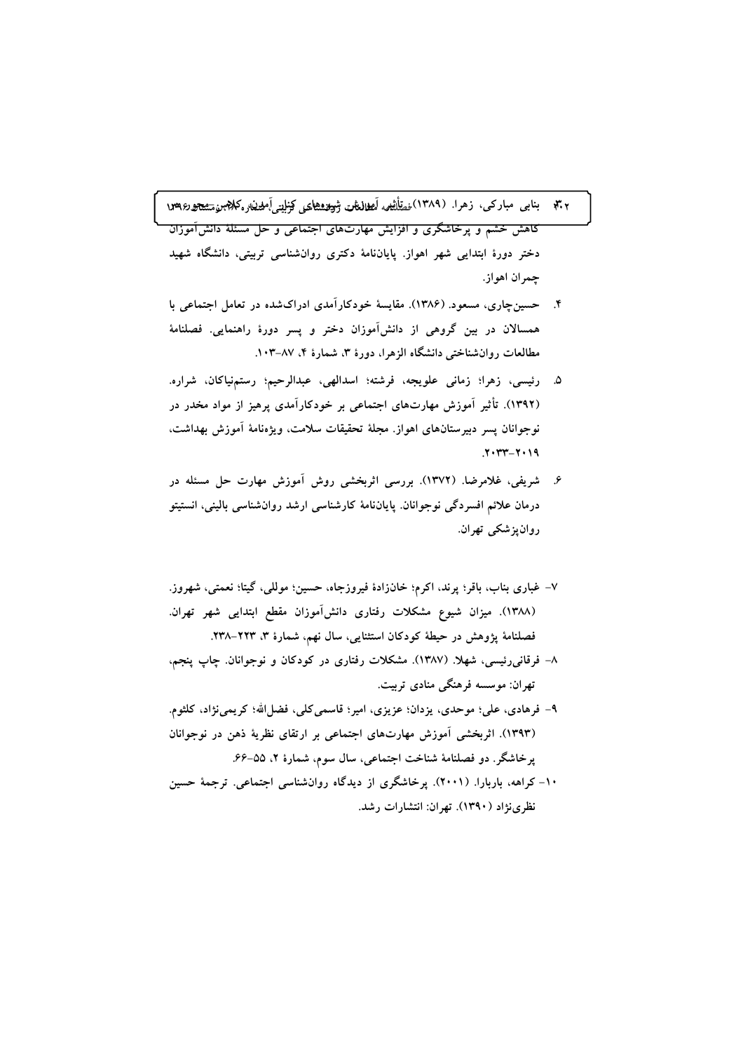۳. بنابی مبارکی، زهرا. (۱۳۸۹). کاهش خشم و پرخاشگری و افزایش مهارت‌های اجتماعی و حل مسئلهٔ دانش‌آموزان دختر دورهٔ ابتدایی شهر اهواز. پایان‌نامهٔ دکتری روان‌شناسی تربیتی، دانشگاه شهید چمران اهواز.

۴. حسین‌چاری، مسعود. (۱۳۸۶). مقایسهٔ خودکارآمدی ادراک‌شده در تعامل اجتماعی با همسالان در بین گروهی از دانش‌آموزان دختر و پسر دورهٔ راهنمایی. فصلنامهٔ مطالعات روان‌شناختی دانشگاه الزهرا، دورهٔ ۳، شمارهٔ ۴، ۸۷-۱۰۳.

۵. رئیسی، زهرا؛ زمانی علویجه، فرشته؛ اسدالهی، عبدالرحیم؛ رستم‌نیاکان، شراره. (۱۳۹۲). تأثیر آموزش مهارت‌های اجتماعی بر خودکارآمدی پرهیز از مواد مخدر در نوجوانان پسر دبیرستان‌های اهواز. مجلهٔ تحقیقات سلامت، ویژه‌نامهٔ آموزش بهداشت، ۲۰۱۹-۲۰۳۳.

۶. شریفی، غلامرضا. (۱۳۷۲). بررسی اثربخشی روش آموزش مهارت حل مسئله در درمان علائم افسردگی نوجوانان. پایان‌نامهٔ کارشناسی ارشد روان‌شناسی بالینی، انستیتو روانپزشکی تهران.

۷- غباری بناب، باقر؛ پرند، اکرم؛ خانزادهٔ فیروزجاه، حسین؛ موللی، گیتا؛ نعمتی، شهروز. (۱۳۸۸). میزان شیوع مشکلات رفتاری دانش‌آموزان مقطع ابتدایی شهر تهران. فصلنامهٔ پژوهش در حیطهٔ کودکان استثنایی، سال نهم، شمارهٔ ۳، ۲۲۳-۲۳۸.

۸- فرقانی‌رئیسی، شهلا. (۱۳۸۷). مشکلات رفتاری در کودکان و نوجوانان. چاپ پنجم، تهران: موسسه فرهنگی منادی تربیت.

۹- فرهادی، علی؛ موحدی، یزدان؛ عزیزی، امیر؛ قاسمی‌کلی، فضل‌الله؛ کریمی‌نژاد، کلثوم. (۱۳۹۳). اثربخشی آموزش مهارت‌های اجتماعی بر ارتقای نظریهٔ ذهن در نوجوانان پرخاشگر. دو فصلنامهٔ شناخت اجتماعی، سال سوم، شمارهٔ ۲، ۵۵-۶۶.

۱۰- کراهه، باربارا. (۲۰۰۱). پرخاشگری از دیدگاه روان‌شناسی اجتماعی. ترجمهٔ حسین نظری‌نژاد (۱۳۹۰). تهران: انتشارات رشد.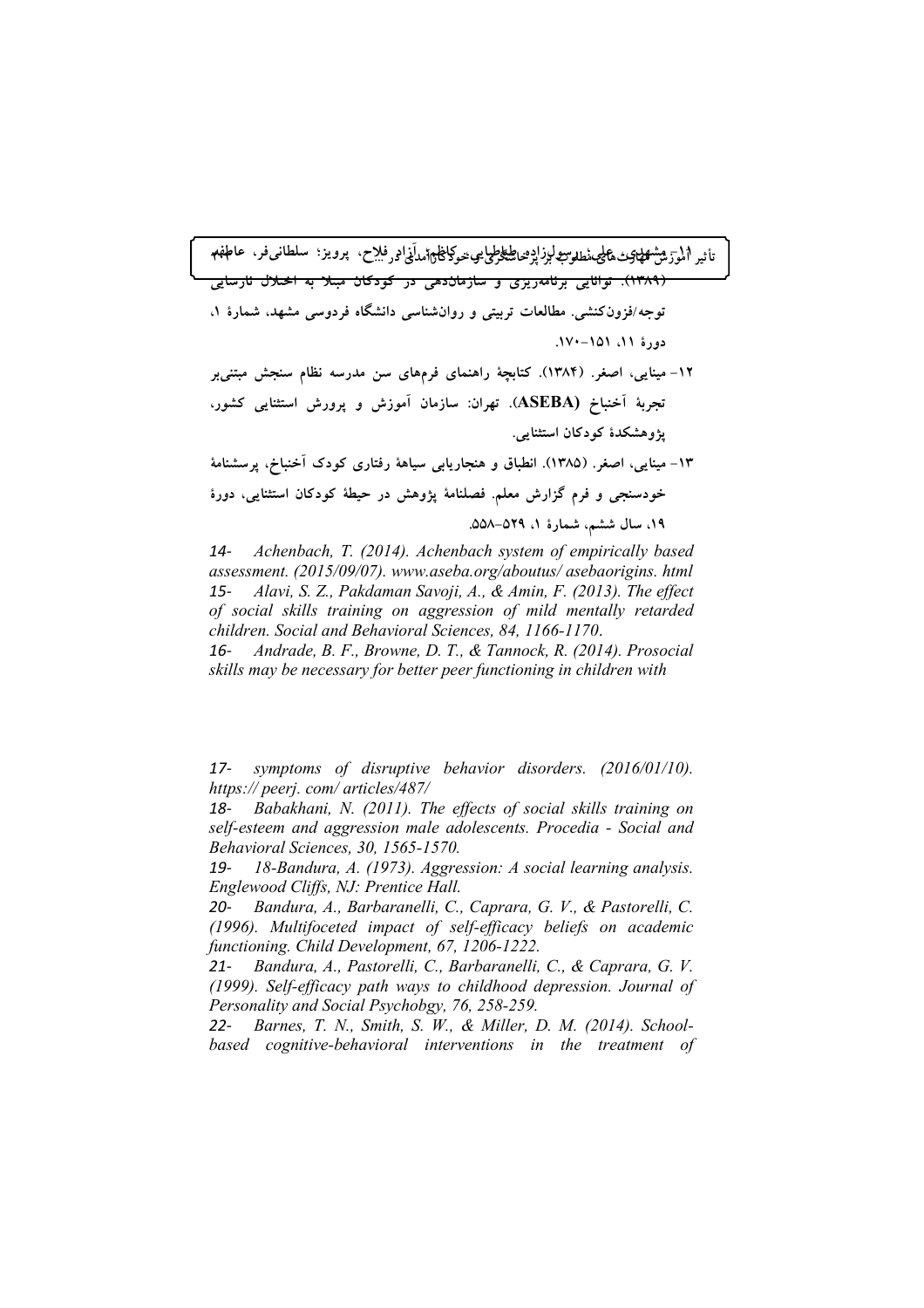۱۱- مشهدی، علی؛ سلطانی‌فر، عاطفه؛ رسول‌زاده طباطبایی، کاظم؛ آزاد فلاح، پرویز؛ سلطانی‌فر، عاطفه (۱۳۸۹). توانایی برنامه‌ریزی و سازمان‌دهی در کودکان مبتلا به اختلال نارسایی توجه/فزون‌کنشی. مطالعات تربیتی و روان‌شناسی دانشگاه فردوسی مشهد، شمارهٔ ۱، دورهٔ ۱۱، ۱۵۱-۱۷۰.

۱۲- مینایی، اصغر. (۱۳۸۴). کتابچهٔ راهنمای فرم‌های سن مدرسه نظام سنجش مبتنی‌بر تجربهٔ آخنباخ (ASEBA). تهران: سازمان آموزش و پرورش استثنایی کشور، پژوهشکدهٔ کودکان استثنایی.

۱۳- مینایی، اصغر. (۱۳۸۵). انطباق و هنجاریابی سیاههٔ رفتاری کودک آخنباخ، پرسشنامهٔ خودسنجی و فرم گزارش معلم. فصلنامهٔ پژوهش در حیطهٔ کودکان استثنایی، دورهٔ ۱۹، سال ششم، شمارهٔ ۱، ۵۲۹-۵۵۸.

14- *Achenbach, T. (2014). Achenbach system of empirically based assessment. (2015/09/07). www.aseba.org/aboutus/ asebaorigins. html*

15- *Alavi, S. Z., Pakdaman Savoji, A., & Amin, F. (2013). The effect of social skills training on aggression of mild mentally retarded children. Social and Behavioral Sciences, 84, 1166-1170.*

16- *Andrade, B. F., Browne, D. T., & Tannock, R. (2014). Prosocial skills may be necessary for better peer functioning in children with*

17- *symptoms of disruptive behavior disorders. (2016/01/10). https:// peerj. com/ articles/487/*

18- *Babakhani, N. (2011). The effects of social skills training on self-esteem and aggression male adolescents. Procedia - Social and Behavioral Sciences, 30, 1565-1570.*

19- *18-Bandura, A. (1973). Aggression: A social learning analysis. Englewood Cliffs, NJ: Prentice Hall.*

20- *Bandura, A., Barbaranelli, C., Caprara, G. V., & Pastorelli, C. (1996). Multifoceted impact of self-efficacy beliefs on academic functioning. Child Development, 67, 1206-1222.*

21- *Bandura, A., Pastorelli, C., Barbaranelli, C., & Caprara, G. V. (1999). Self-efficacy path ways to childhood depression. Journal of Personality and Social Psychobgy, 76, 258-259.*

22- *Barnes, T. N., Smith, S. W., & Miller, D. M. (2014). School-based cognitive-behavioral interventions in the treatment of*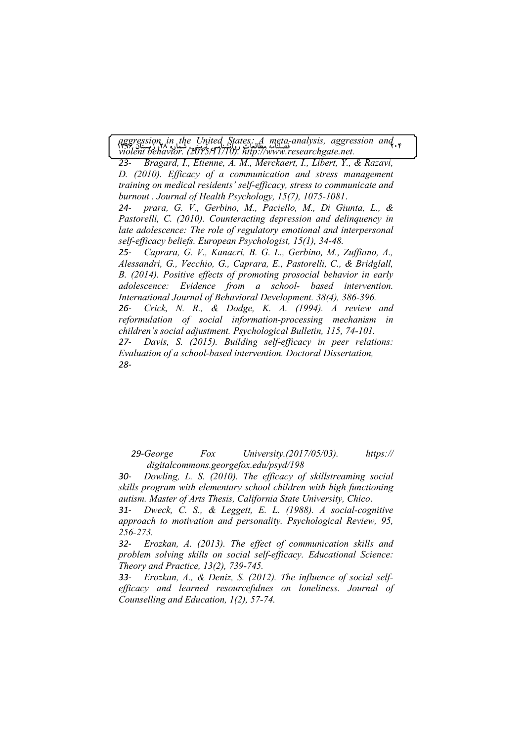*aggression in the United States: A meta-analysis, aggression and violent behavior. (2015/11/10). http://www.researchgate.net.*

*23- Bragard, I., Etienne, A. M., Merckaert, I., Libert, Y., & Razavi, D. (2010). Efficacy of a communication and stress management training on medical residents' self-efficacy, stress to communicate and burnout . Journal of Health Psychology, 15(7), 1075-1081.*

*24- prara, G. V., Gerbino, M., Paciello, M., Di Giunta, L., & Pastorelli, C. (2010). Counteracting depression and delinquency in late adolescence: The role of regulatory emotional and interpersonal self-efficacy beliefs. European Psychologist, 15(1), 34-48.*

*25- Caprara, G. V., Kanacri, B. G. L., Gerbino, M., Zuffiano, A., Alessandri, G., Vecchio, G., Caprara, E., Pastorelli, C., & Bridglall, B. (2014). Positive effects of promoting prosocial behavior in early adolescence: Evidence from a school- based intervention. International Journal of Behavioral Development. 38(4), 386-396.*

*26- Crick, N. R., & Dodge, K. A. (1994). A review and reformulation of social information-processing mechanism in children's social adjustment. Psychological Bulletin, 115, 74-101.*

*27- Davis, S. (2015). Building self-efficacy in peer relations: Evaluation of a school-based intervention. Doctoral Dissertation,*

*28-*

*29-George Fox University.(2017/05/03). https:// digitalcommons.georgefox.edu/psyd/198*

*30- Dowling, L. S. (2010). The efficacy of skillstreaming social skills program with elementary school children with high functioning autism. Master of Arts Thesis, California State University, Chico.*

*31- Dweck, C. S., & Leggett, E. L. (1988). A social-cognitive approach to motivation and personality. Psychological Review, 95, 256-273.*

*32- Erozkan, A. (2013). The effect of communication skills and problem solving skills on social self-efficacy. Educational Science: Theory and Practice, 13(2), 739-745.*

*33- Erozkan, A., & Deniz, S. (2012). The influence of social self-efficacy and learned resourcefulnes on loneliness. Journal of Counselling and Education, 1(2), 57-74.*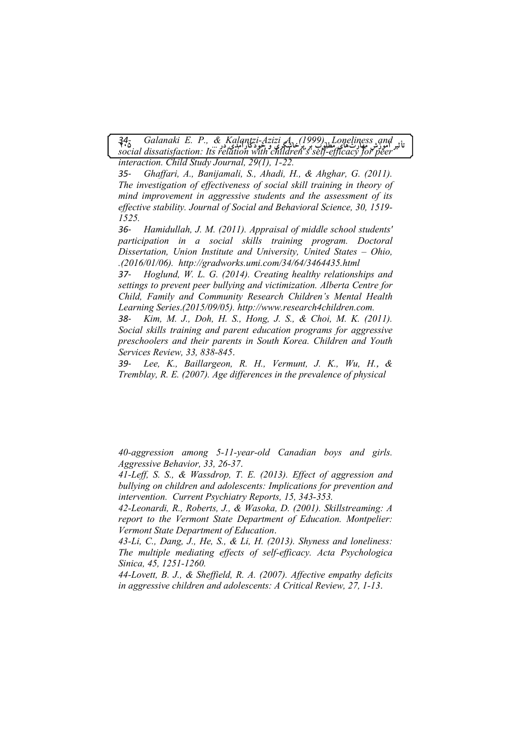*34- Galanaki E. P., & Kalantzi-Azizi A. (1999). Loneliness and social dissatisfaction: Its relation with children's self-efficacy for peer interaction. Child Study Journal, 29(1), 1-22.*

*35- Ghaffari, A., Banijamali, S., Ahadi, H., & Ahghar, G. (2011). The investigation of effectiveness of social skill training in theory of mind improvement in aggressive students and the assessment of its effective stability. Journal of Social and Behavioral Science, 30, 1519-1525.*

*36- Hamidullah, J. M. (2011). Appraisal of middle school students' participation in a social skills training program. Doctoral Dissertation, Union Institute and University, United States – Ohio, .(2016/01/06). http://gradworks.umi.com/34/64/3464435.html*

*37- Hoglund, W. L. G. (2014). Creating healthy relationships and settings to prevent peer bullying and victimization. Alberta Centre for Child, Family and Community Research Children's Mental Health Learning Series.(2015/09/05). http://www.research4children.com.*

*38- Kim, M. J., Doh, H. S., Hong, J. S., & Choi, M. K. (2011). Social skills training and parent education programs for aggressive preschoolers and their parents in South Korea. Children and Youth Services Review, 33, 838-845.*

*39- Lee, K., Baillargeon, R. H., Vermunt, J. K., Wu, H., & Tremblay, R. E. (2007). Age differences in the prevalence of physical*

*40-aggression among 5-11-year-old Canadian boys and girls. Aggressive Behavior, 33, 26-37.*

*41-Leff, S. S., & Wassdrop, T. E. (2013). Effect of aggression and bullying on children and adolescents: Implications for prevention and intervention. Current Psychiatry Reports, 15, 343-353.*

*42-Leonardi, R., Roberts, J., & Wasoka, D. (2001). Skillstreaming: A report to the Vermont State Department of Education. Montpelier: Vermont State Department of Education.*

*43-Li, C., Dang, J., He, S., & Li, H. (2013). Shyness and loneliness: The multiple mediating effects of self-efficacy. Acta Psychologica Sinica, 45, 1251-1260.*

*44-Lovett, B. J., & Sheffield, R. A. (2007). Affective empathy deficits in aggressive children and adolescents: A Critical Review, 27, 1-13.*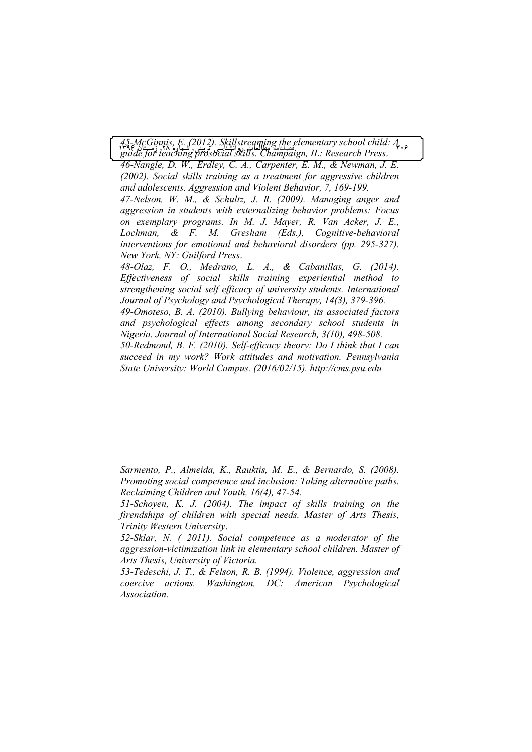*45-McGinnis, E. (2012). Skillstreaming the elementary school child: A guide for teaching prosocial skills. Champaign, IL: Research Press.*

*46-Nangle, D. W., Erdley, C. A., Carpenter, E. M., & Newman, J. E. (2002). Social skills training as a treatment for aggressive children and adolescents. Aggression and Violent Behavior, 7, 169-199.*

*47-Nelson, W. M., & Schultz, J. R. (2009). Managing anger and aggression in students with externalizing behavior problems: Focus on exemplary programs. In M. J. Mayer, R. Van Acker, J. E., Lochman, & F. M. Gresham (Eds.), Cognitive-behavioral interventions for emotional and behavioral disorders (pp. 295-327). New York, NY: Guilford Press.*

*48-Olaz, F. O., Medrano, L. A., & Cabanillas, G. (2014). Effectiveness of social skills training experiential method to strengthening social self efficacy of university students. International Journal of Psychology and Psychological Therapy, 14(3), 379-396.*

*49-Omoteso, B. A. (2010). Bullying behaviour, its associated factors and psychological effects among secondary school students in Nigeria. Journal of International Social Research, 3(10), 498-508.*

*50-Redmond, B. F. (2010). Self-efficacy theory: Do I think that I can succeed in my work? Work attitudes and motivation. Pennsylvania State University: World Campus. (2016/02/15). http://cms.psu.edu*

*Sarmento, P., Almeida, K., Rauktis, M. E., & Bernardo, S. (2008). Promoting social competence and inclusion: Taking alternative paths. Reclaiming Children and Youth, 16(4), 47-54.*

*51-Schoyen, K. J. (2004). The impact of skills training on the firendships of children with special needs. Master of Arts Thesis, Trinity Western University.*

*52-Sklar, N. ( 2011). Social competence as a moderator of the aggression-victimization link in elementary school children. Master of Arts Thesis, University of Victoria.*

*53-Tedeschi, J. T., & Felson, R. B. (1994). Violence, aggression and coercive actions. Washington, DC: American Psychological Association.*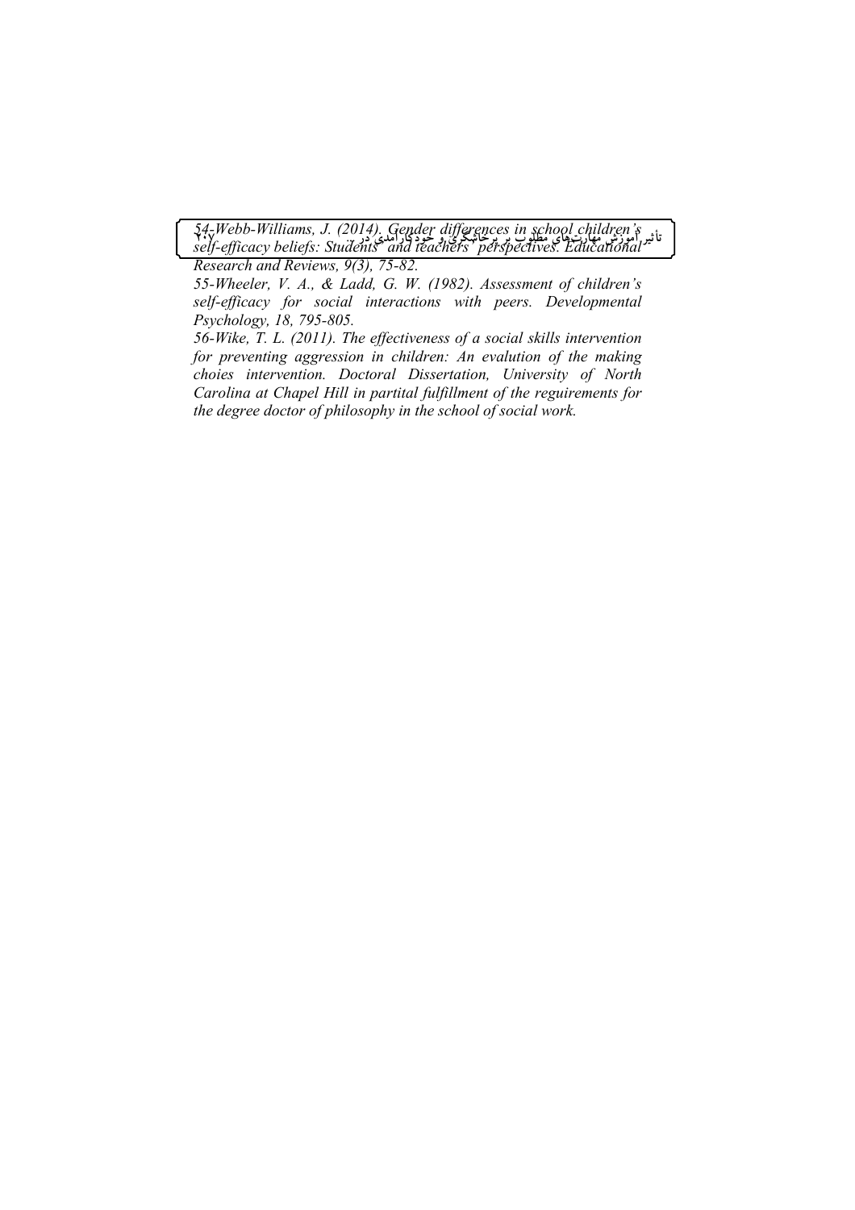*54-Webb-Williams, J. (2014). Gender differences in school children's self-efficacy beliefs: Students' and teachers' perspectives. Educational Research and Reviews, 9(3), 75-82.*

*55-Wheeler, V. A., & Ladd, G. W. (1982). Assessment of children's self-efficacy for social interactions with peers. Developmental Psychology, 18, 795-805.*

*56-Wike, T. L. (2011). The effectiveness of a social skills intervention for preventing aggression in children: An evalution of the making choies intervention. Doctoral Dissertation, University of North Carolina at Chapel Hill in partital fulfillment of the reguirements for the degree doctor of philosophy in the school of social work.*